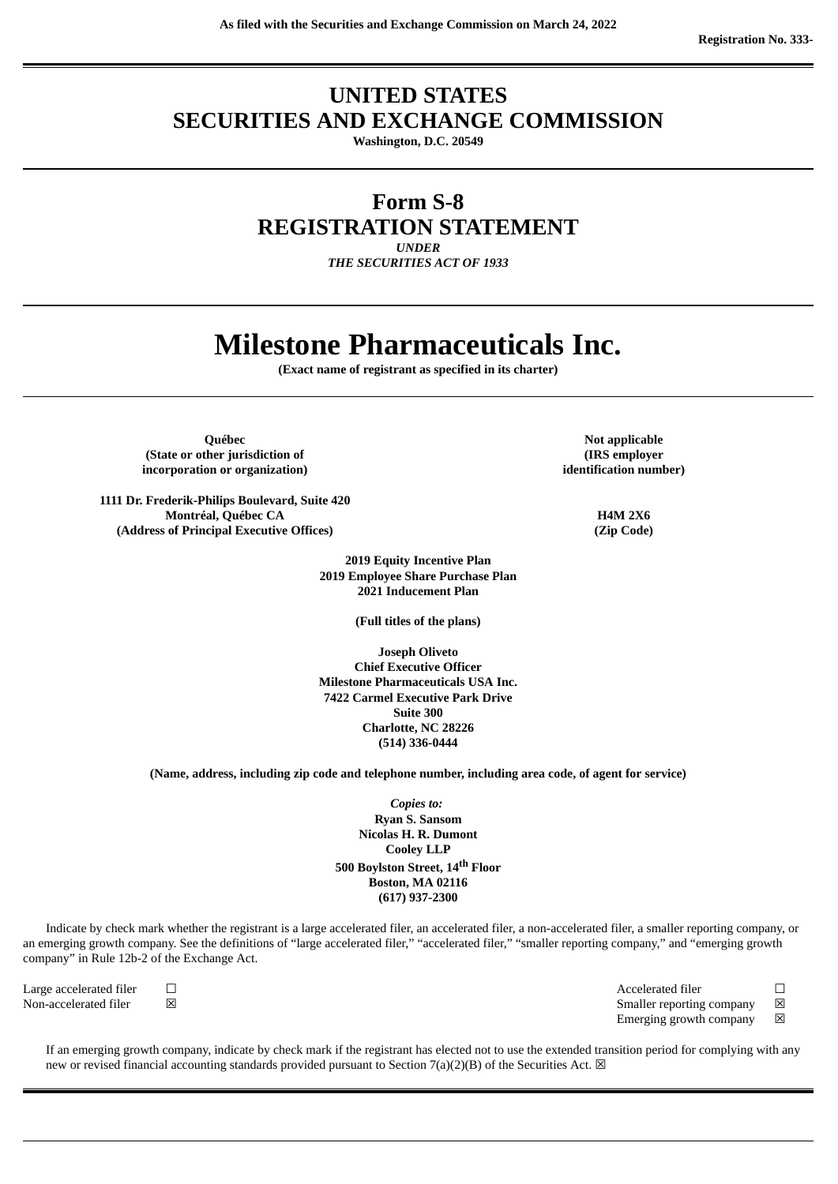As filed with the Securities and Exchange Commission on March 24, 2022

Registration No. 333-

# UNITED STATES
# SECURITIES AND EXCHANGE COMMISSION

**Washington, D.C. 20549**

## Form S-8
## REGISTRATION STATEMENT

*UNDER*
*THE SECURITIES ACT OF 1933*

# Milestone Pharmaceuticals Inc.

**(Exact name of registrant as specified in its charter)**

| **Québec** | **Not applicable** |
|---|---|
| **(State or other jurisdiction of incorporation or organization)** | **(IRS employer identification number)** |
| **1111 Dr. Frederik-Philips Boulevard, Suite 420 Montréal, Québec CA** | **H4M 2X6** |
| **(Address of Principal Executive Offices)** | **(Zip Code)** |

**2019 Equity Incentive Plan**
**2019 Employee Share Purchase Plan**
**2021 Inducement Plan**

**(Full titles of the plans)**

**Joseph Oliveto**
**Chief Executive Officer**
**Milestone Pharmaceuticals USA Inc.**
**7422 Carmel Executive Park Drive**
**Suite 300**
**Charlotte, NC 28226**
**(514) 336-0444**

**(Name, address, including zip code and telephone number, including area code, of agent for service)**

*Copies to:*
**Ryan S. Sansom**
**Nicolas H. R. Dumont**
**Cooley LLP**
**500 Boylston Street, 14th Floor**
**Boston, MA 02116**
**(617) 937-2300**

Indicate by check mark whether the registrant is a large accelerated filer, an accelerated filer, a non-accelerated filer, a smaller reporting company, or an emerging growth company. See the definitions of "large accelerated filer," "accelerated filer," "smaller reporting company," and "emerging growth company" in Rule 12b-2 of the Exchange Act.

| | | | |
|---|---|---|---|
| Large accelerated filer | ☐ | Accelerated filer | ☐ |
| Non-accelerated filer | ☒ | Smaller reporting company | ☒ |
| | | Emerging growth company | ☒ |

If an emerging growth company, indicate by check mark if the registrant has elected not to use the extended transition period for complying with any new or revised financial accounting standards provided pursuant to Section 7(a)(2)(B) of the Securities Act. ☒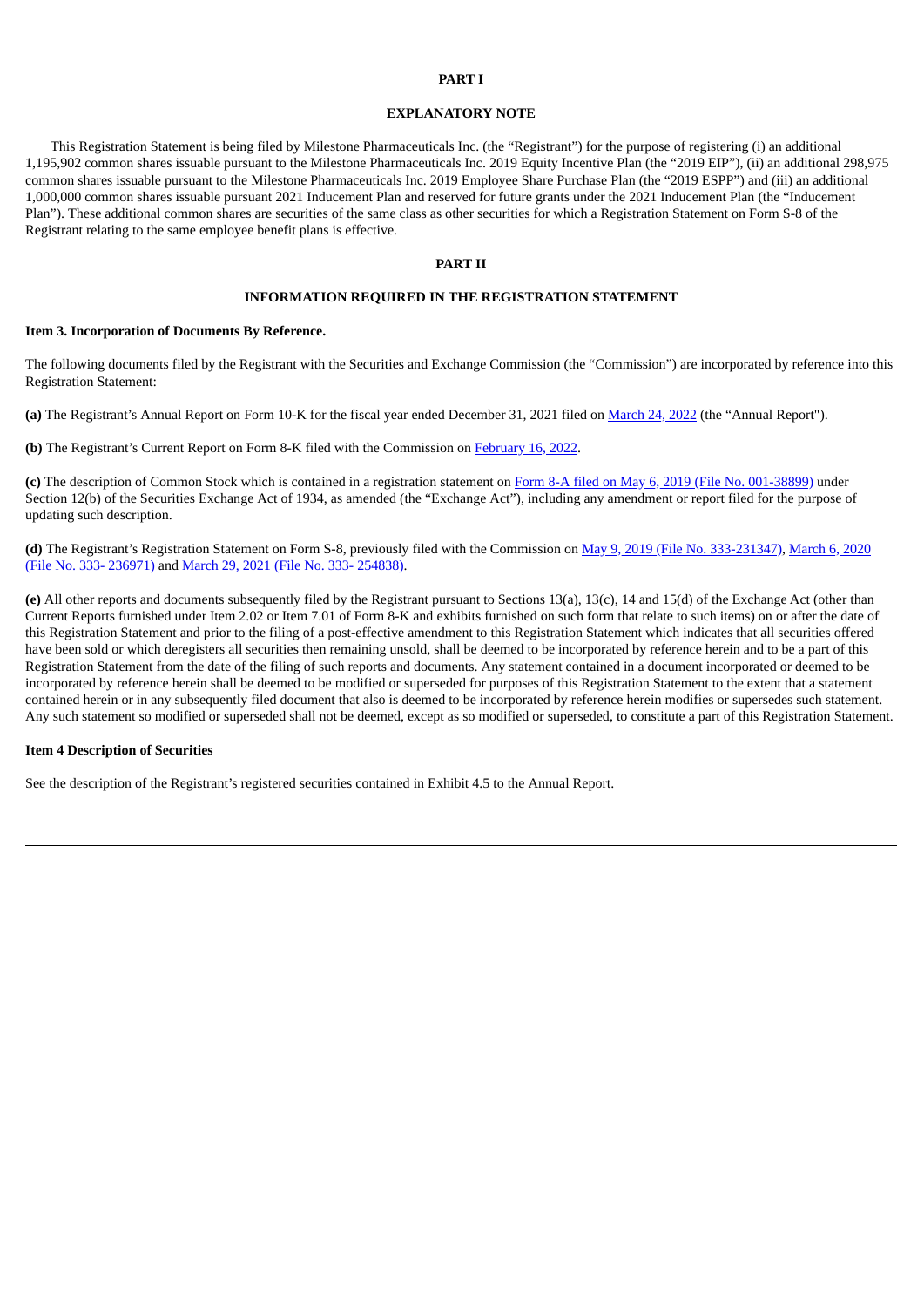## PART I

## EXPLANATORY NOTE

This Registration Statement is being filed by Milestone Pharmaceuticals Inc. (the "Registrant") for the purpose of registering (i) an additional 1,195,902 common shares issuable pursuant to the Milestone Pharmaceuticals Inc. 2019 Equity Incentive Plan (the "2019 EIP"), (ii) an additional 298,975 common shares issuable pursuant to the Milestone Pharmaceuticals Inc. 2019 Employee Share Purchase Plan (the "2019 ESPP") and (iii) an additional 1,000,000 common shares issuable pursuant 2021 Inducement Plan and reserved for future grants under the 2021 Inducement Plan (the "Inducement Plan"). These additional common shares are securities of the same class as other securities for which a Registration Statement on Form S-8 of the Registrant relating to the same employee benefit plans is effective.

## PART II

## INFORMATION REQUIRED IN THE REGISTRATION STATEMENT

**Item 3. Incorporation of Documents By Reference.**

The following documents filed by the Registrant with the Securities and Exchange Commission (the "Commission") are incorporated by reference into this Registration Statement:

**(a)** The Registrant's Annual Report on Form 10-K for the fiscal year ended December 31, 2021 filed on March 24, 2022 (the "Annual Report").

**(b)** The Registrant's Current Report on Form 8-K filed with the Commission on February 16, 2022.

**(c)** The description of Common Stock which is contained in a registration statement on Form 8-A filed on May 6, 2019 (File No. 001-38899) under Section 12(b) of the Securities Exchange Act of 1934, as amended (the "Exchange Act"), including any amendment or report filed for the purpose of updating such description.

**(d)** The Registrant's Registration Statement on Form S-8, previously filed with the Commission on May 9, 2019 (File No. 333-231347), March 6, 2020 (File No. 333- 236971) and March 29, 2021 (File No. 333- 254838).

**(e)** All other reports and documents subsequently filed by the Registrant pursuant to Sections 13(a), 13(c), 14 and 15(d) of the Exchange Act (other than Current Reports furnished under Item 2.02 or Item 7.01 of Form 8-K and exhibits furnished on such form that relate to such items) on or after the date of this Registration Statement and prior to the filing of a post-effective amendment to this Registration Statement which indicates that all securities offered have been sold or which deregisters all securities then remaining unsold, shall be deemed to be incorporated by reference herein and to be a part of this Registration Statement from the date of the filing of such reports and documents. Any statement contained in a document incorporated or deemed to be incorporated by reference herein shall be deemed to be modified or superseded for purposes of this Registration Statement to the extent that a statement contained herein or in any subsequently filed document that also is deemed to be incorporated by reference herein modifies or supersedes such statement. Any such statement so modified or superseded shall not be deemed, except as so modified or superseded, to constitute a part of this Registration Statement.

**Item 4 Description of Securities**

See the description of the Registrant's registered securities contained in Exhibit 4.5 to the Annual Report.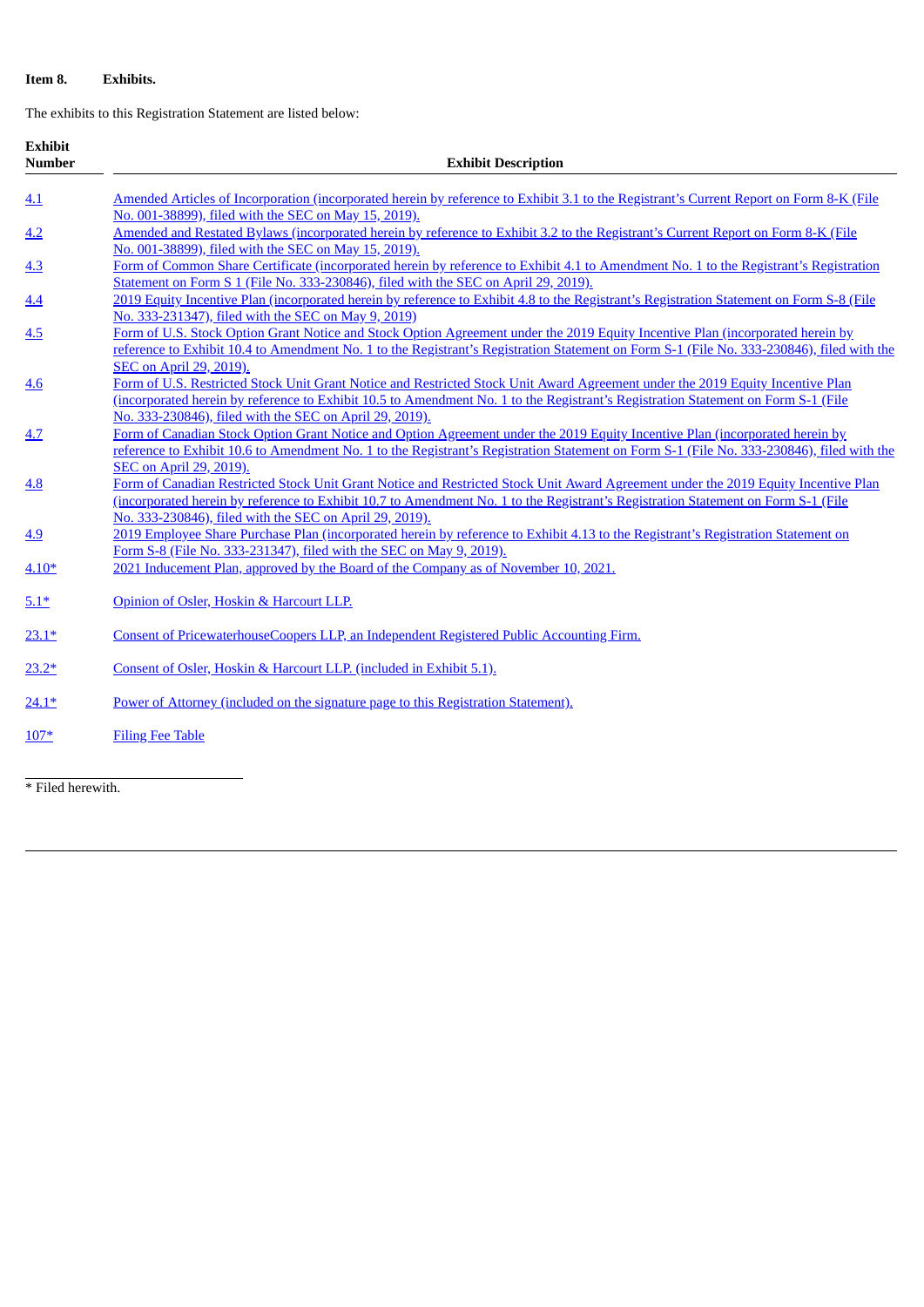**Item 8. Exhibits.**

The exhibits to this Registration Statement are listed below:

| Exhibit Number | Exhibit Description |
|---|---|
| 4.1 | Amended Articles of Incorporation (incorporated herein by reference to Exhibit 3.1 to the Registrant's Current Report on Form 8-K (File No. 001-38899), filed with the SEC on May 15, 2019). |
| 4.2 | Amended and Restated Bylaws (incorporated herein by reference to Exhibit 3.2 to the Registrant's Current Report on Form 8-K (File No. 001-38899), filed with the SEC on May 15, 2019). |
| 4.3 | Form of Common Share Certificate (incorporated herein by reference to Exhibit 4.1 to Amendment No. 1 to the Registrant's Registration Statement on Form S 1 (File No. 333-230846), filed with the SEC on April 29, 2019). |
| 4.4 | 2019 Equity Incentive Plan (incorporated herein by reference to Exhibit 4.8 to the Registrant's Registration Statement on Form S-8 (File No. 333-231347), filed with the SEC on May 9, 2019) |
| 4.5 | Form of U.S. Stock Option Grant Notice and Stock Option Agreement under the 2019 Equity Incentive Plan (incorporated herein by reference to Exhibit 10.4 to Amendment No. 1 to the Registrant's Registration Statement on Form S-1 (File No. 333-230846), filed with the SEC on April 29, 2019). |
| 4.6 | Form of U.S. Restricted Stock Unit Grant Notice and Restricted Stock Unit Award Agreement under the 2019 Equity Incentive Plan (incorporated herein by reference to Exhibit 10.5 to Amendment No. 1 to the Registrant's Registration Statement on Form S-1 (File No. 333-230846), filed with the SEC on April 29, 2019). |
| 4.7 | Form of Canadian Stock Option Grant Notice and Option Agreement under the 2019 Equity Incentive Plan (incorporated herein by reference to Exhibit 10.6 to Amendment No. 1 to the Registrant's Registration Statement on Form S-1 (File No. 333-230846), filed with the SEC on April 29, 2019). |
| 4.8 | Form of Canadian Restricted Stock Unit Grant Notice and Restricted Stock Unit Award Agreement under the 2019 Equity Incentive Plan (incorporated herein by reference to Exhibit 10.7 to Amendment No. 1 to the Registrant's Registration Statement on Form S-1 (File No. 333-230846), filed with the SEC on April 29, 2019). |
| 4.9 | 2019 Employee Share Purchase Plan (incorporated herein by reference to Exhibit 4.13 to the Registrant's Registration Statement on Form S-8 (File No. 333-231347), filed with the SEC on May 9, 2019). |
| 4.10* | 2021 Inducement Plan, approved by the Board of the Company as of November 10, 2021. |
| 5.1* | Opinion of Osler, Hoskin & Harcourt LLP. |
| 23.1* | Consent of PricewaterhouseCoopers LLP, an Independent Registered Public Accounting Firm. |
| 23.2* | Consent of Osler, Hoskin & Harcourt LLP. (included in Exhibit 5.1). |
| 24.1* | Power of Attorney (included on the signature page to this Registration Statement). |
| 107* | Filing Fee Table |

\* Filed herewith.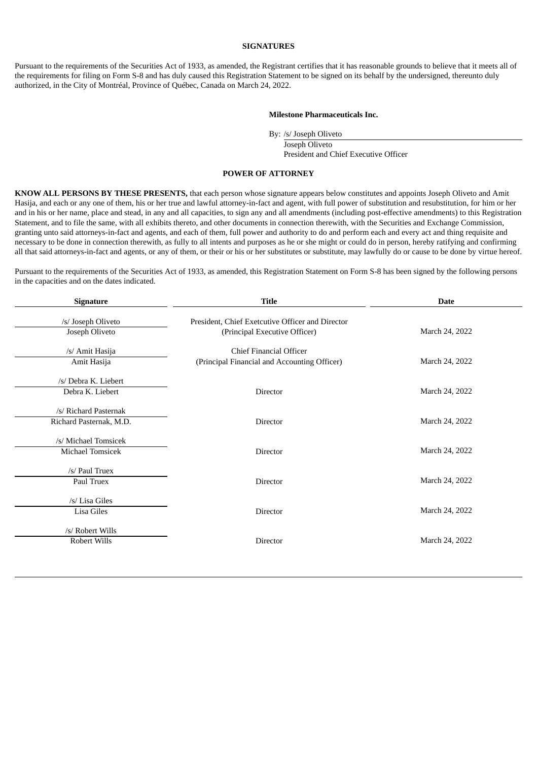## SIGNATURES

Pursuant to the requirements of the Securities Act of 1933, as amended, the Registrant certifies that it has reasonable grounds to believe that it meets all of the requirements for filing on Form S-8 and has duly caused this Registration Statement to be signed on its behalf by the undersigned, thereunto duly authorized, in the City of Montréal, Province of Québec, Canada on March 24, 2022.

**Milestone Pharmaceuticals Inc.**

By: /s/ Joseph Oliveto
Joseph Oliveto
President and Chief Executive Officer

## POWER OF ATTORNEY

**KNOW ALL PERSONS BY THESE PRESENTS,** that each person whose signature appears below constitutes and appoints Joseph Oliveto and Amit Hasija, and each or any one of them, his or her true and lawful attorney-in-fact and agent, with full power of substitution and resubstitution, for him or her and in his or her name, place and stead, in any and all capacities, to sign any and all amendments (including post-effective amendments) to this Registration Statement, and to file the same, with all exhibits thereto, and other documents in connection therewith, with the Securities and Exchange Commission, granting unto said attorneys-in-fact and agents, and each of them, full power and authority to do and perform each and every act and thing requisite and necessary to be done in connection therewith, as fully to all intents and purposes as he or she might or could do in person, hereby ratifying and confirming all that said attorneys-in-fact and agents, or any of them, or their or his or her substitutes or substitute, may lawfully do or cause to be done by virtue hereof.

Pursuant to the requirements of the Securities Act of 1933, as amended, this Registration Statement on Form S-8 has been signed by the following persons in the capacities and on the dates indicated.

| Signature | Title | Date |
|---|---|---|
| /s/ Joseph Oliveto<br>Joseph Oliveto | President, Chief Exetcutive Officer and Director<br>(Principal Executive Officer) | March 24, 2022 |
| /s/ Amit Hasija<br>Amit Hasija | Chief Financial Officer<br>(Principal Financial and Accounting Officer) | March 24, 2022 |
| /s/ Debra K. Liebert<br>Debra K. Liebert | Director | March 24, 2022 |
| /s/ Richard Pasternak<br>Richard Pasternak, M.D. | Director | March 24, 2022 |
| /s/ Michael Tomsicek<br>Michael Tomsicek | Director | March 24, 2022 |
| /s/ Paul Truex<br>Paul Truex | Director | March 24, 2022 |
| /s/ Lisa Giles<br>Lisa Giles | Director | March 24, 2022 |
| /s/ Robert Wills<br>Robert Wills | Director | March 24, 2022 |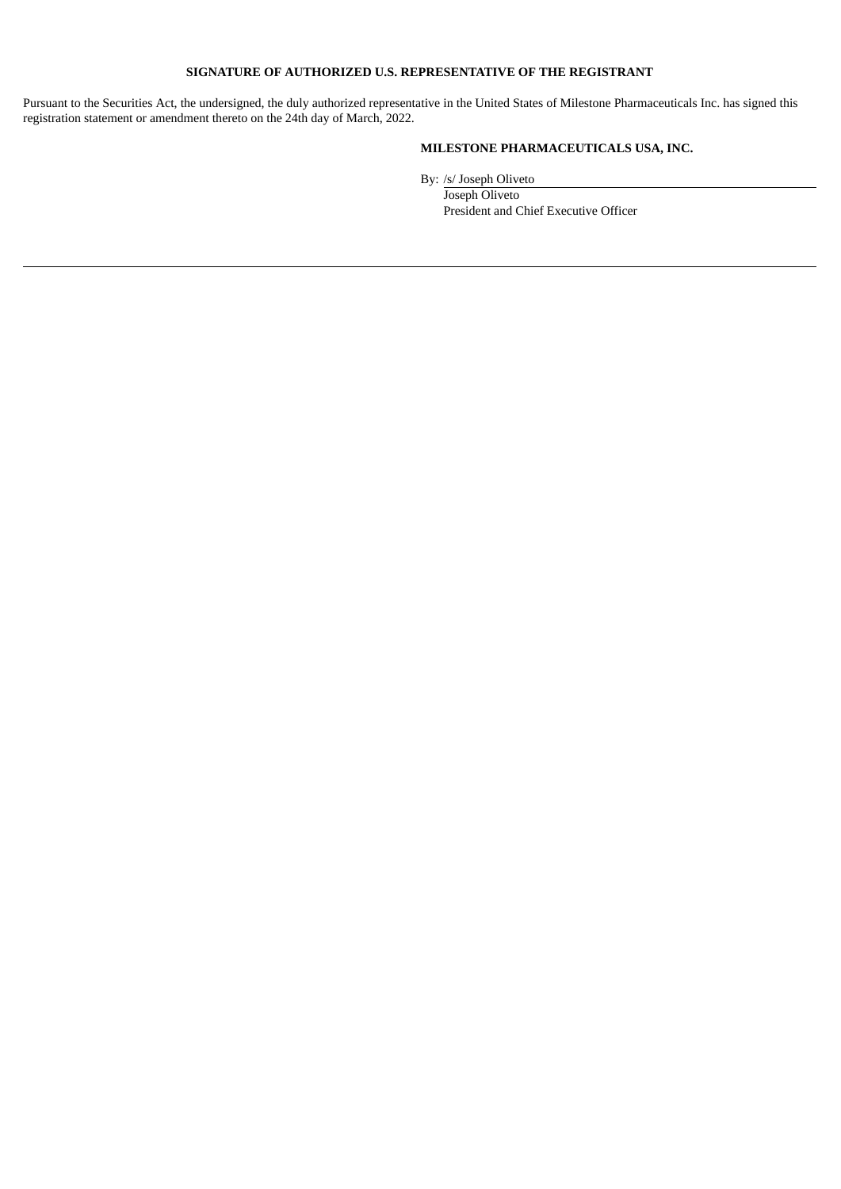**SIGNATURE OF AUTHORIZED U.S. REPRESENTATIVE OF THE REGISTRANT**

Pursuant to the Securities Act, the undersigned, the duly authorized representative in the United States of Milestone Pharmaceuticals Inc. has signed this registration statement or amendment thereto on the 24th day of March, 2022.

**MILESTONE PHARMACEUTICALS USA, INC.**

By: /s/ Joseph Oliveto

Joseph Oliveto

President and Chief Executive Officer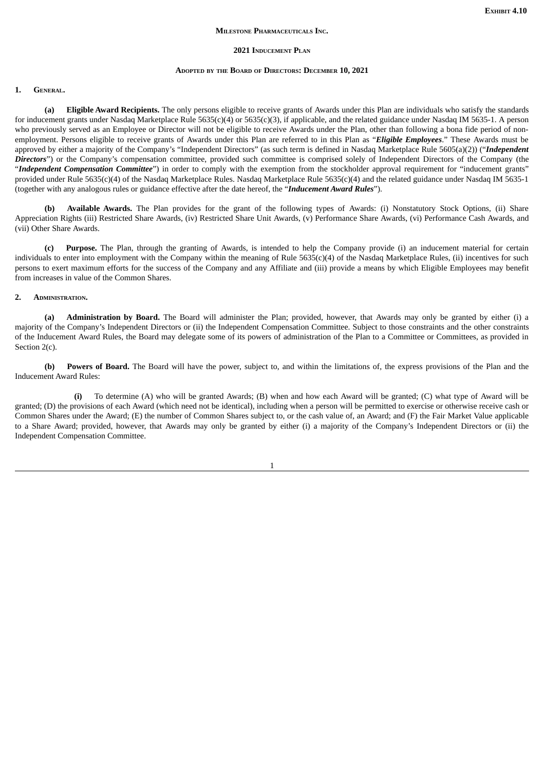**Exhibit 4.10**

**Milestone Pharmaceuticals Inc.**

**2021 Inducement Plan**

**Adopted by the Board of Directors: December 10, 2021**

**1. General.**

**(a) Eligible Award Recipients.** The only persons eligible to receive grants of Awards under this Plan are individuals who satisfy the standards for inducement grants under Nasdaq Marketplace Rule 5635(c)(4) or 5635(c)(3), if applicable, and the related guidance under Nasdaq IM 5635-1. A person who previously served as an Employee or Director will not be eligible to receive Awards under the Plan, other than following a bona fide period of non-employment. Persons eligible to receive grants of Awards under this Plan are referred to in this Plan as "***Eligible Employees***." These Awards must be approved by either a majority of the Company's "Independent Directors" (as such term is defined in Nasdaq Marketplace Rule 5605(a)(2)) ("***Independent Directors***") or the Company's compensation committee, provided such committee is comprised solely of Independent Directors of the Company (the "***Independent Compensation Committee***") in order to comply with the exemption from the stockholder approval requirement for "inducement grants" provided under Rule 5635(c)(4) of the Nasdaq Marketplace Rules. Nasdaq Marketplace Rule 5635(c)(4) and the related guidance under Nasdaq IM 5635-1 (together with any analogous rules or guidance effective after the date hereof, the "***Inducement Award Rules***").

**(b) Available Awards.** The Plan provides for the grant of the following types of Awards: (i) Nonstatutory Stock Options, (ii) Share Appreciation Rights (iii) Restricted Share Awards, (iv) Restricted Share Unit Awards, (v) Performance Share Awards, (vi) Performance Cash Awards, and (vii) Other Share Awards.

**(c) Purpose.** The Plan, through the granting of Awards, is intended to help the Company provide (i) an inducement material for certain individuals to enter into employment with the Company within the meaning of Rule 5635(c)(4) of the Nasdaq Marketplace Rules, (ii) incentives for such persons to exert maximum efforts for the success of the Company and any Affiliate and (iii) provide a means by which Eligible Employees may benefit from increases in value of the Common Shares.

**2. Administration.**

**(a) Administration by Board.** The Board will administer the Plan; provided, however, that Awards may only be granted by either (i) a majority of the Company's Independent Directors or (ii) the Independent Compensation Committee. Subject to those constraints and the other constraints of the Inducement Award Rules, the Board may delegate some of its powers of administration of the Plan to a Committee or Committees, as provided in Section 2(c).

**(b) Powers of Board.** The Board will have the power, subject to, and within the limitations of, the express provisions of the Plan and the Inducement Award Rules:

**(i)** To determine (A) who will be granted Awards; (B) when and how each Award will be granted; (C) what type of Award will be granted; (D) the provisions of each Award (which need not be identical), including when a person will be permitted to exercise or otherwise receive cash or Common Shares under the Award; (E) the number of Common Shares subject to, or the cash value of, an Award; and (F) the Fair Market Value applicable to a Share Award; provided, however, that Awards may only be granted by either (i) a majority of the Company's Independent Directors or (ii) the Independent Compensation Committee.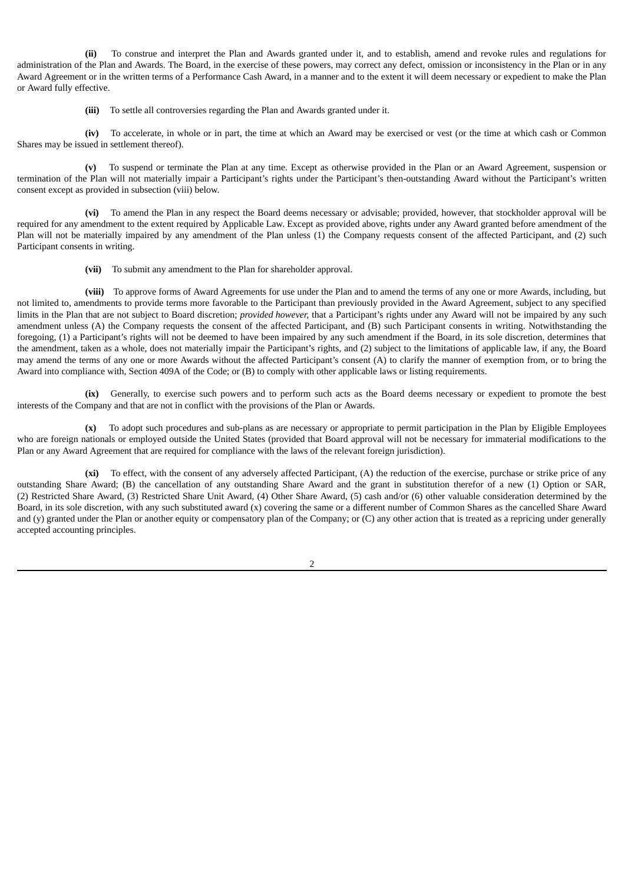**(ii)** To construe and interpret the Plan and Awards granted under it, and to establish, amend and revoke rules and regulations for administration of the Plan and Awards. The Board, in the exercise of these powers, may correct any defect, omission or inconsistency in the Plan or in any Award Agreement or in the written terms of a Performance Cash Award, in a manner and to the extent it will deem necessary or expedient to make the Plan or Award fully effective.

**(iii)** To settle all controversies regarding the Plan and Awards granted under it.

**(iv)** To accelerate, in whole or in part, the time at which an Award may be exercised or vest (or the time at which cash or Common Shares may be issued in settlement thereof).

**(v)** To suspend or terminate the Plan at any time. Except as otherwise provided in the Plan or an Award Agreement, suspension or termination of the Plan will not materially impair a Participant's rights under the Participant's then-outstanding Award without the Participant's written consent except as provided in subsection (viii) below.

**(vi)** To amend the Plan in any respect the Board deems necessary or advisable; provided, however, that stockholder approval will be required for any amendment to the extent required by Applicable Law. Except as provided above, rights under any Award granted before amendment of the Plan will not be materially impaired by any amendment of the Plan unless (1) the Company requests consent of the affected Participant, and (2) such Participant consents in writing.

**(vii)** To submit any amendment to the Plan for shareholder approval.

**(viii)** To approve forms of Award Agreements for use under the Plan and to amend the terms of any one or more Awards, including, but not limited to, amendments to provide terms more favorable to the Participant than previously provided in the Award Agreement, subject to any specified limits in the Plan that are not subject to Board discretion; *provided however,* that a Participant's rights under any Award will not be impaired by any such amendment unless (A) the Company requests the consent of the affected Participant, and (B) such Participant consents in writing. Notwithstanding the foregoing, (1) a Participant's rights will not be deemed to have been impaired by any such amendment if the Board, in its sole discretion, determines that the amendment, taken as a whole, does not materially impair the Participant's rights, and (2) subject to the limitations of applicable law, if any, the Board may amend the terms of any one or more Awards without the affected Participant's consent (A) to clarify the manner of exemption from, or to bring the Award into compliance with, Section 409A of the Code; or (B) to comply with other applicable laws or listing requirements.

**(ix)** Generally, to exercise such powers and to perform such acts as the Board deems necessary or expedient to promote the best interests of the Company and that are not in conflict with the provisions of the Plan or Awards.

**(x)** To adopt such procedures and sub-plans as are necessary or appropriate to permit participation in the Plan by Eligible Employees who are foreign nationals or employed outside the United States (provided that Board approval will not be necessary for immaterial modifications to the Plan or any Award Agreement that are required for compliance with the laws of the relevant foreign jurisdiction).

**(xi)** To effect, with the consent of any adversely affected Participant, (A) the reduction of the exercise, purchase or strike price of any outstanding Share Award; (B) the cancellation of any outstanding Share Award and the grant in substitution therefor of a new (1) Option or SAR, (2) Restricted Share Award, (3) Restricted Share Unit Award, (4) Other Share Award, (5) cash and/or (6) other valuable consideration determined by the Board, in its sole discretion, with any such substituted award (x) covering the same or a different number of Common Shares as the cancelled Share Award and (y) granted under the Plan or another equity or compensatory plan of the Company; or (C) any other action that is treated as a repricing under generally accepted accounting principles.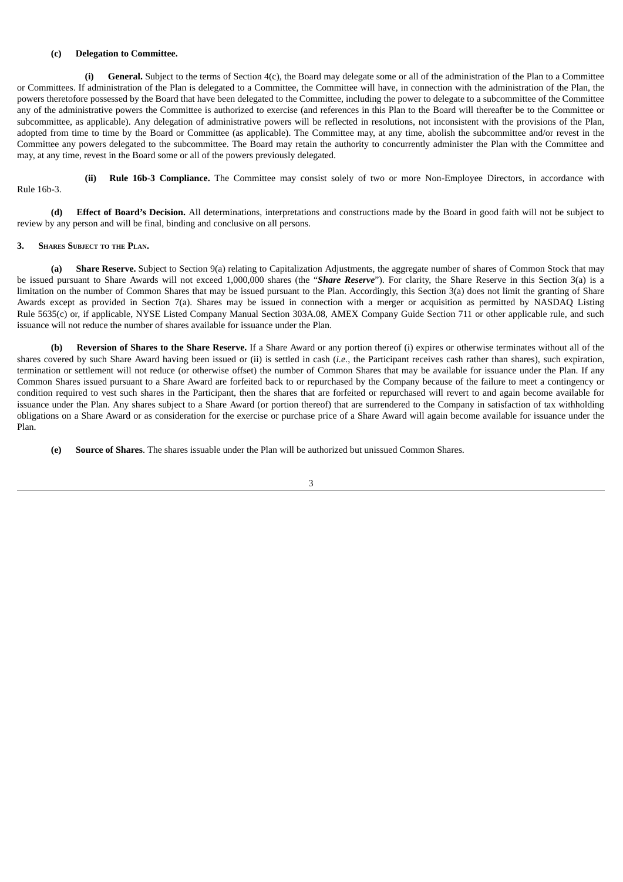**(c) Delegation to Committee.**

**(i) General.** Subject to the terms of Section 4(c), the Board may delegate some or all of the administration of the Plan to a Committee or Committees. If administration of the Plan is delegated to a Committee, the Committee will have, in connection with the administration of the Plan, the powers theretofore possessed by the Board that have been delegated to the Committee, including the power to delegate to a subcommittee of the Committee any of the administrative powers the Committee is authorized to exercise (and references in this Plan to the Board will thereafter be to the Committee or subcommittee, as applicable). Any delegation of administrative powers will be reflected in resolutions, not inconsistent with the provisions of the Plan, adopted from time to time by the Board or Committee (as applicable). The Committee may, at any time, abolish the subcommittee and/or revest in the Committee any powers delegated to the subcommittee. The Board may retain the authority to concurrently administer the Plan with the Committee and may, at any time, revest in the Board some or all of the powers previously delegated.

**(ii) Rule 16b-3 Compliance.** The Committee may consist solely of two or more Non-Employee Directors, in accordance with Rule 16b-3.

**(d) Effect of Board's Decision.** All determinations, interpretations and constructions made by the Board in good faith will not be subject to review by any person and will be final, binding and conclusive on all persons.

**3. Shares Subject to the Plan.**

**(a) Share Reserve.** Subject to Section 9(a) relating to Capitalization Adjustments, the aggregate number of shares of Common Stock that may be issued pursuant to Share Awards will not exceed 1,000,000 shares (the "***Share Reserve***"). For clarity, the Share Reserve in this Section 3(a) is a limitation on the number of Common Shares that may be issued pursuant to the Plan. Accordingly, this Section 3(a) does not limit the granting of Share Awards except as provided in Section 7(a). Shares may be issued in connection with a merger or acquisition as permitted by NASDAQ Listing Rule 5635(c) or, if applicable, NYSE Listed Company Manual Section 303A.08, AMEX Company Guide Section 711 or other applicable rule, and such issuance will not reduce the number of shares available for issuance under the Plan.

**(b) Reversion of Shares to the Share Reserve.** If a Share Award or any portion thereof (i) expires or otherwise terminates without all of the shares covered by such Share Award having been issued or (ii) is settled in cash (*i.e.*, the Participant receives cash rather than shares), such expiration, termination or settlement will not reduce (or otherwise offset) the number of Common Shares that may be available for issuance under the Plan. If any Common Shares issued pursuant to a Share Award are forfeited back to or repurchased by the Company because of the failure to meet a contingency or condition required to vest such shares in the Participant, then the shares that are forfeited or repurchased will revert to and again become available for issuance under the Plan. Any shares subject to a Share Award (or portion thereof) that are surrendered to the Company in satisfaction of tax withholding obligations on a Share Award or as consideration for the exercise or purchase price of a Share Award will again become available for issuance under the Plan.

**(e) Source of Shares**. The shares issuable under the Plan will be authorized but unissued Common Shares.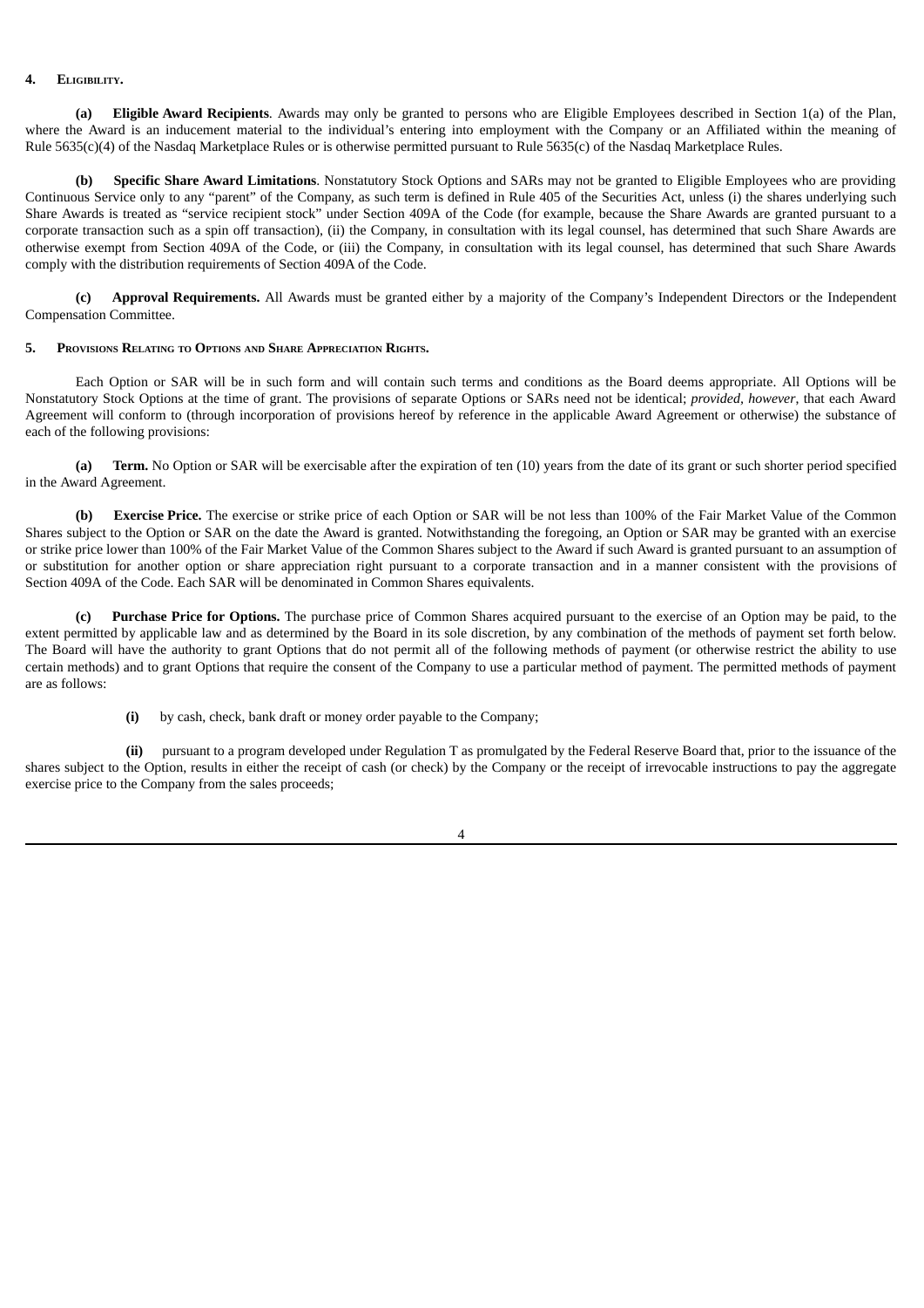## 4. Eligibility.

**(a) Eligible Award Recipients**. Awards may only be granted to persons who are Eligible Employees described in Section 1(a) of the Plan, where the Award is an inducement material to the individual's entering into employment with the Company or an Affiliated within the meaning of Rule 5635(c)(4) of the Nasdaq Marketplace Rules or is otherwise permitted pursuant to Rule 5635(c) of the Nasdaq Marketplace Rules.

**(b) Specific Share Award Limitations**. Nonstatutory Stock Options and SARs may not be granted to Eligible Employees who are providing Continuous Service only to any "parent" of the Company, as such term is defined in Rule 405 of the Securities Act, unless (i) the shares underlying such Share Awards is treated as "service recipient stock" under Section 409A of the Code (for example, because the Share Awards are granted pursuant to a corporate transaction such as a spin off transaction), (ii) the Company, in consultation with its legal counsel, has determined that such Share Awards are otherwise exempt from Section 409A of the Code, or (iii) the Company, in consultation with its legal counsel, has determined that such Share Awards comply with the distribution requirements of Section 409A of the Code.

**(c) Approval Requirements.** All Awards must be granted either by a majority of the Company's Independent Directors or the Independent Compensation Committee.

## 5. Provisions Relating to Options and Share Appreciation Rights.

Each Option or SAR will be in such form and will contain such terms and conditions as the Board deems appropriate. All Options will be Nonstatutory Stock Options at the time of grant. The provisions of separate Options or SARs need not be identical; *provided*, *however*, that each Award Agreement will conform to (through incorporation of provisions hereof by reference in the applicable Award Agreement or otherwise) the substance of each of the following provisions:

**(a) Term.** No Option or SAR will be exercisable after the expiration of ten (10) years from the date of its grant or such shorter period specified in the Award Agreement.

**(b) Exercise Price.** The exercise or strike price of each Option or SAR will be not less than 100% of the Fair Market Value of the Common Shares subject to the Option or SAR on the date the Award is granted. Notwithstanding the foregoing, an Option or SAR may be granted with an exercise or strike price lower than 100% of the Fair Market Value of the Common Shares subject to the Award if such Award is granted pursuant to an assumption of or substitution for another option or share appreciation right pursuant to a corporate transaction and in a manner consistent with the provisions of Section 409A of the Code. Each SAR will be denominated in Common Shares equivalents.

**(c) Purchase Price for Options.** The purchase price of Common Shares acquired pursuant to the exercise of an Option may be paid, to the extent permitted by applicable law and as determined by the Board in its sole discretion, by any combination of the methods of payment set forth below. The Board will have the authority to grant Options that do not permit all of the following methods of payment (or otherwise restrict the ability to use certain methods) and to grant Options that require the consent of the Company to use a particular method of payment. The permitted methods of payment are as follows:

**(i)** by cash, check, bank draft or money order payable to the Company;

**(ii)** pursuant to a program developed under Regulation T as promulgated by the Federal Reserve Board that, prior to the issuance of the shares subject to the Option, results in either the receipt of cash (or check) by the Company or the receipt of irrevocable instructions to pay the aggregate exercise price to the Company from the sales proceeds;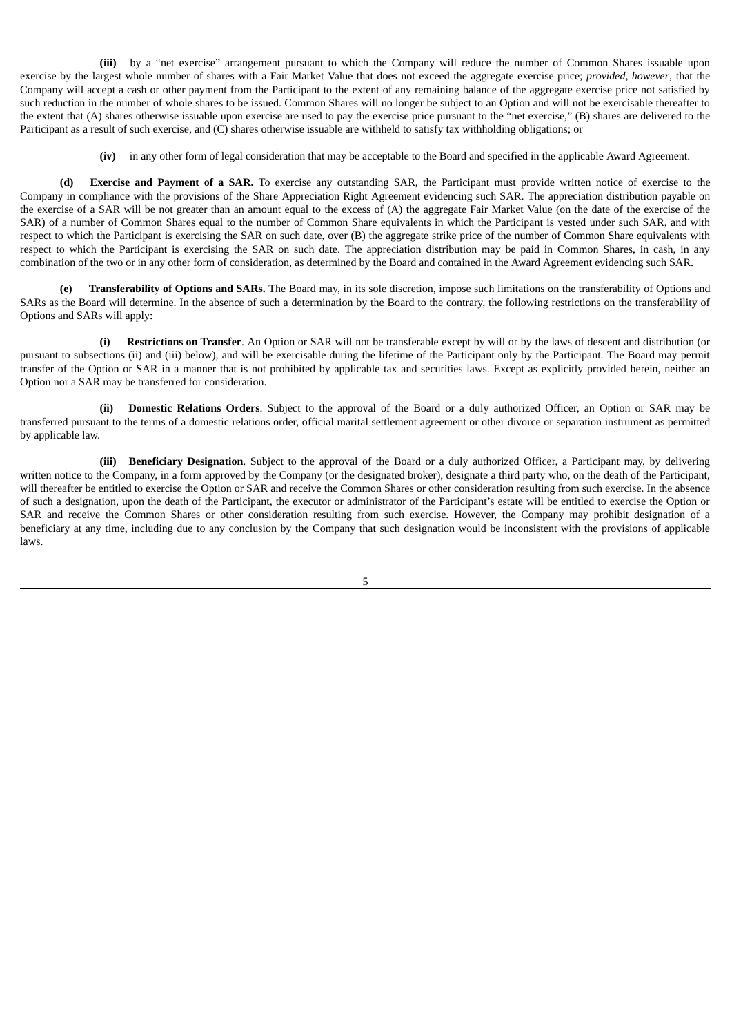**(iii)** by a "net exercise" arrangement pursuant to which the Company will reduce the number of Common Shares issuable upon exercise by the largest whole number of shares with a Fair Market Value that does not exceed the aggregate exercise price; *provided, however*, that the Company will accept a cash or other payment from the Participant to the extent of any remaining balance of the aggregate exercise price not satisfied by such reduction in the number of whole shares to be issued. Common Shares will no longer be subject to an Option and will not be exercisable thereafter to the extent that (A) shares otherwise issuable upon exercise are used to pay the exercise price pursuant to the "net exercise," (B) shares are delivered to the Participant as a result of such exercise, and (C) shares otherwise issuable are withheld to satisfy tax withholding obligations; or

**(iv)** in any other form of legal consideration that may be acceptable to the Board and specified in the applicable Award Agreement.

**(d) Exercise and Payment of a SAR.** To exercise any outstanding SAR, the Participant must provide written notice of exercise to the Company in compliance with the provisions of the Share Appreciation Right Agreement evidencing such SAR. The appreciation distribution payable on the exercise of a SAR will be not greater than an amount equal to the excess of (A) the aggregate Fair Market Value (on the date of the exercise of the SAR) of a number of Common Shares equal to the number of Common Share equivalents in which the Participant is vested under such SAR, and with respect to which the Participant is exercising the SAR on such date, over (B) the aggregate strike price of the number of Common Share equivalents with respect to which the Participant is exercising the SAR on such date. The appreciation distribution may be paid in Common Shares, in cash, in any combination of the two or in any other form of consideration, as determined by the Board and contained in the Award Agreement evidencing such SAR.

**(e) Transferability of Options and SARs.** The Board may, in its sole discretion, impose such limitations on the transferability of Options and SARs as the Board will determine. In the absence of such a determination by the Board to the contrary, the following restrictions on the transferability of Options and SARs will apply:

**(i) Restrictions on Transfer**. An Option or SAR will not be transferable except by will or by the laws of descent and distribution (or pursuant to subsections (ii) and (iii) below), and will be exercisable during the lifetime of the Participant only by the Participant. The Board may permit transfer of the Option or SAR in a manner that is not prohibited by applicable tax and securities laws. Except as explicitly provided herein, neither an Option nor a SAR may be transferred for consideration.

**(ii) Domestic Relations Orders**. Subject to the approval of the Board or a duly authorized Officer, an Option or SAR may be transferred pursuant to the terms of a domestic relations order, official marital settlement agreement or other divorce or separation instrument as permitted by applicable law.

**(iii) Beneficiary Designation**. Subject to the approval of the Board or a duly authorized Officer, a Participant may, by delivering written notice to the Company, in a form approved by the Company (or the designated broker), designate a third party who, on the death of the Participant, will thereafter be entitled to exercise the Option or SAR and receive the Common Shares or other consideration resulting from such exercise. In the absence of such a designation, upon the death of the Participant, the executor or administrator of the Participant's estate will be entitled to exercise the Option or SAR and receive the Common Shares or other consideration resulting from such exercise. However, the Company may prohibit designation of a beneficiary at any time, including due to any conclusion by the Company that such designation would be inconsistent with the provisions of applicable laws.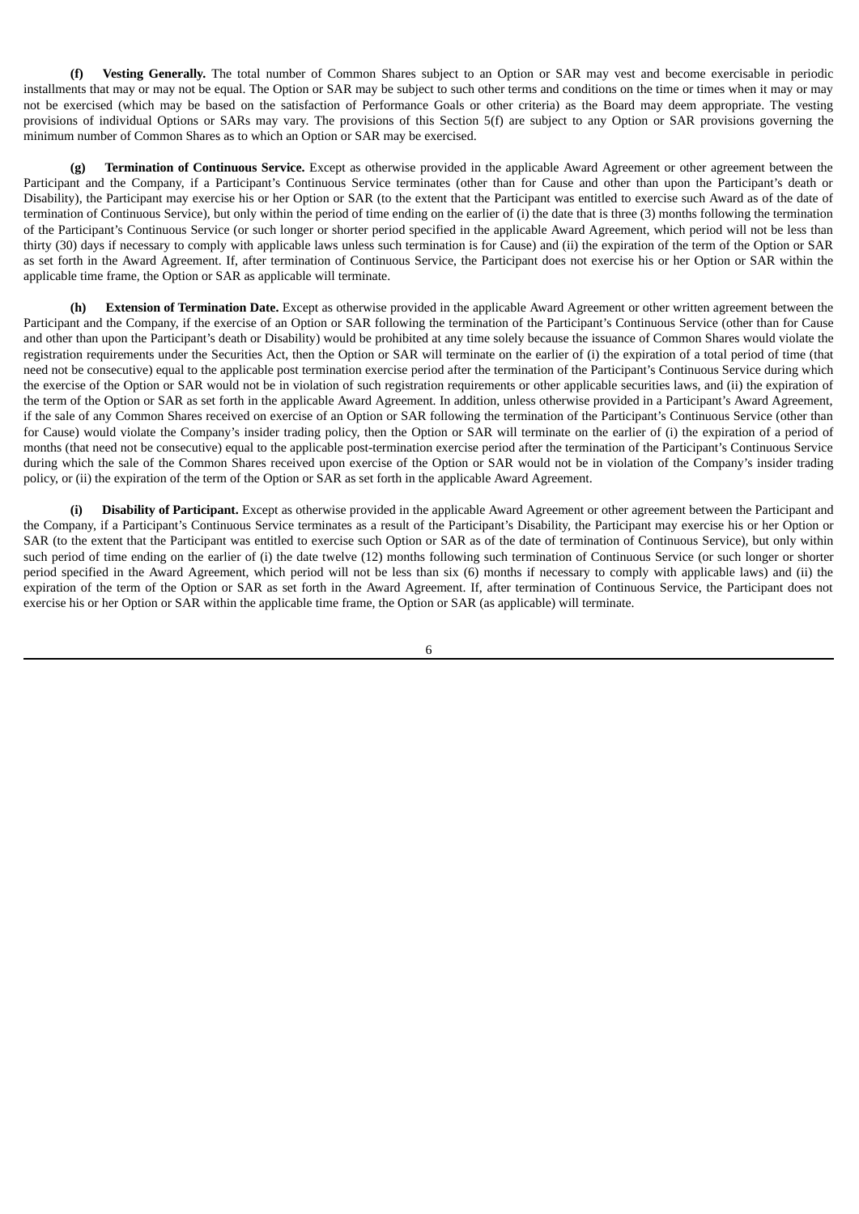**(f) Vesting Generally.** The total number of Common Shares subject to an Option or SAR may vest and become exercisable in periodic installments that may or may not be equal. The Option or SAR may be subject to such other terms and conditions on the time or times when it may or may not be exercised (which may be based on the satisfaction of Performance Goals or other criteria) as the Board may deem appropriate. The vesting provisions of individual Options or SARs may vary. The provisions of this Section 5(f) are subject to any Option or SAR provisions governing the minimum number of Common Shares as to which an Option or SAR may be exercised.

**(g) Termination of Continuous Service.** Except as otherwise provided in the applicable Award Agreement or other agreement between the Participant and the Company, if a Participant's Continuous Service terminates (other than for Cause and other than upon the Participant's death or Disability), the Participant may exercise his or her Option or SAR (to the extent that the Participant was entitled to exercise such Award as of the date of termination of Continuous Service), but only within the period of time ending on the earlier of (i) the date that is three (3) months following the termination of the Participant's Continuous Service (or such longer or shorter period specified in the applicable Award Agreement, which period will not be less than thirty (30) days if necessary to comply with applicable laws unless such termination is for Cause) and (ii) the expiration of the term of the Option or SAR as set forth in the Award Agreement. If, after termination of Continuous Service, the Participant does not exercise his or her Option or SAR within the applicable time frame, the Option or SAR as applicable will terminate.

**(h) Extension of Termination Date.** Except as otherwise provided in the applicable Award Agreement or other written agreement between the Participant and the Company, if the exercise of an Option or SAR following the termination of the Participant's Continuous Service (other than for Cause and other than upon the Participant's death or Disability) would be prohibited at any time solely because the issuance of Common Shares would violate the registration requirements under the Securities Act, then the Option or SAR will terminate on the earlier of (i) the expiration of a total period of time (that need not be consecutive) equal to the applicable post termination exercise period after the termination of the Participant's Continuous Service during which the exercise of the Option or SAR would not be in violation of such registration requirements or other applicable securities laws, and (ii) the expiration of the term of the Option or SAR as set forth in the applicable Award Agreement. In addition, unless otherwise provided in a Participant's Award Agreement, if the sale of any Common Shares received on exercise of an Option or SAR following the termination of the Participant's Continuous Service (other than for Cause) would violate the Company's insider trading policy, then the Option or SAR will terminate on the earlier of (i) the expiration of a period of months (that need not be consecutive) equal to the applicable post-termination exercise period after the termination of the Participant's Continuous Service during which the sale of the Common Shares received upon exercise of the Option or SAR would not be in violation of the Company's insider trading policy, or (ii) the expiration of the term of the Option or SAR as set forth in the applicable Award Agreement.

**(i) Disability of Participant.** Except as otherwise provided in the applicable Award Agreement or other agreement between the Participant and the Company, if a Participant's Continuous Service terminates as a result of the Participant's Disability, the Participant may exercise his or her Option or SAR (to the extent that the Participant was entitled to exercise such Option or SAR as of the date of termination of Continuous Service), but only within such period of time ending on the earlier of (i) the date twelve (12) months following such termination of Continuous Service (or such longer or shorter period specified in the Award Agreement, which period will not be less than six (6) months if necessary to comply with applicable laws) and (ii) the expiration of the term of the Option or SAR as set forth in the Award Agreement. If, after termination of Continuous Service, the Participant does not exercise his or her Option or SAR within the applicable time frame, the Option or SAR (as applicable) will terminate.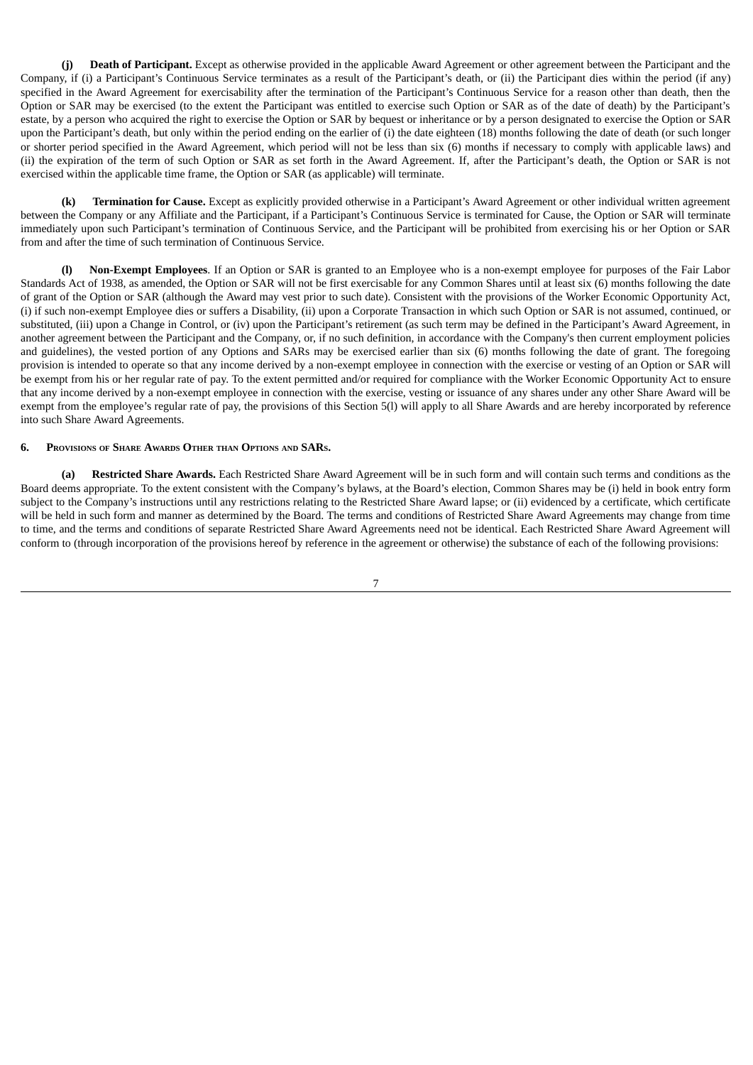**(j) Death of Participant.** Except as otherwise provided in the applicable Award Agreement or other agreement between the Participant and the Company, if (i) a Participant's Continuous Service terminates as a result of the Participant's death, or (ii) the Participant dies within the period (if any) specified in the Award Agreement for exercisability after the termination of the Participant's Continuous Service for a reason other than death, then the Option or SAR may be exercised (to the extent the Participant was entitled to exercise such Option or SAR as of the date of death) by the Participant's estate, by a person who acquired the right to exercise the Option or SAR by bequest or inheritance or by a person designated to exercise the Option or SAR upon the Participant's death, but only within the period ending on the earlier of (i) the date eighteen (18) months following the date of death (or such longer or shorter period specified in the Award Agreement, which period will not be less than six (6) months if necessary to comply with applicable laws) and (ii) the expiration of the term of such Option or SAR as set forth in the Award Agreement. If, after the Participant's death, the Option or SAR is not exercised within the applicable time frame, the Option or SAR (as applicable) will terminate.

**(k) Termination for Cause.** Except as explicitly provided otherwise in a Participant's Award Agreement or other individual written agreement between the Company or any Affiliate and the Participant, if a Participant's Continuous Service is terminated for Cause, the Option or SAR will terminate immediately upon such Participant's termination of Continuous Service, and the Participant will be prohibited from exercising his or her Option or SAR from and after the time of such termination of Continuous Service.

**(l) Non-Exempt Employees**. If an Option or SAR is granted to an Employee who is a non-exempt employee for purposes of the Fair Labor Standards Act of 1938, as amended, the Option or SAR will not be first exercisable for any Common Shares until at least six (6) months following the date of grant of the Option or SAR (although the Award may vest prior to such date). Consistent with the provisions of the Worker Economic Opportunity Act, (i) if such non-exempt Employee dies or suffers a Disability, (ii) upon a Corporate Transaction in which such Option or SAR is not assumed, continued, or substituted, (iii) upon a Change in Control, or (iv) upon the Participant's retirement (as such term may be defined in the Participant's Award Agreement, in another agreement between the Participant and the Company, or, if no such definition, in accordance with the Company's then current employment policies and guidelines), the vested portion of any Options and SARs may be exercised earlier than six (6) months following the date of grant. The foregoing provision is intended to operate so that any income derived by a non-exempt employee in connection with the exercise or vesting of an Option or SAR will be exempt from his or her regular rate of pay. To the extent permitted and/or required for compliance with the Worker Economic Opportunity Act to ensure that any income derived by a non-exempt employee in connection with the exercise, vesting or issuance of any shares under any other Share Award will be exempt from the employee's regular rate of pay, the provisions of this Section 5(l) will apply to all Share Awards and are hereby incorporated by reference into such Share Award Agreements.

## 6. Provisions of Share Awards Other than Options and SARs.

**(a) Restricted Share Awards.** Each Restricted Share Award Agreement will be in such form and will contain such terms and conditions as the Board deems appropriate. To the extent consistent with the Company's bylaws, at the Board's election, Common Shares may be (i) held in book entry form subject to the Company's instructions until any restrictions relating to the Restricted Share Award lapse; or (ii) evidenced by a certificate, which certificate will be held in such form and manner as determined by the Board. The terms and conditions of Restricted Share Award Agreements may change from time to time, and the terms and conditions of separate Restricted Share Award Agreements need not be identical. Each Restricted Share Award Agreement will conform to (through incorporation of the provisions hereof by reference in the agreement or otherwise) the substance of each of the following provisions: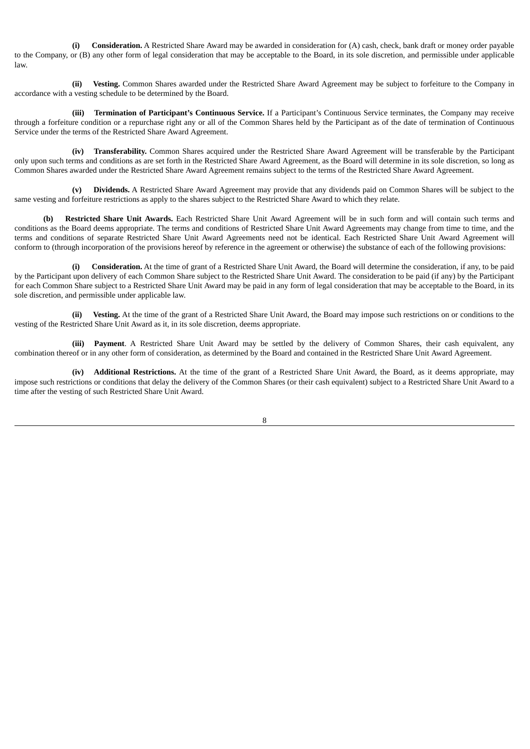**(i) Consideration.** A Restricted Share Award may be awarded in consideration for (A) cash, check, bank draft or money order payable to the Company, or (B) any other form of legal consideration that may be acceptable to the Board, in its sole discretion, and permissible under applicable law.

**(ii) Vesting.** Common Shares awarded under the Restricted Share Award Agreement may be subject to forfeiture to the Company in accordance with a vesting schedule to be determined by the Board.

**(iii) Termination of Participant's Continuous Service.** If a Participant's Continuous Service terminates, the Company may receive through a forfeiture condition or a repurchase right any or all of the Common Shares held by the Participant as of the date of termination of Continuous Service under the terms of the Restricted Share Award Agreement.

**(iv) Transferability.** Common Shares acquired under the Restricted Share Award Agreement will be transferable by the Participant only upon such terms and conditions as are set forth in the Restricted Share Award Agreement, as the Board will determine in its sole discretion, so long as Common Shares awarded under the Restricted Share Award Agreement remains subject to the terms of the Restricted Share Award Agreement.

**(v) Dividends.** A Restricted Share Award Agreement may provide that any dividends paid on Common Shares will be subject to the same vesting and forfeiture restrictions as apply to the shares subject to the Restricted Share Award to which they relate.

**(b) Restricted Share Unit Awards.** Each Restricted Share Unit Award Agreement will be in such form and will contain such terms and conditions as the Board deems appropriate. The terms and conditions of Restricted Share Unit Award Agreements may change from time to time, and the terms and conditions of separate Restricted Share Unit Award Agreements need not be identical. Each Restricted Share Unit Award Agreement will conform to (through incorporation of the provisions hereof by reference in the agreement or otherwise) the substance of each of the following provisions:

**(i) Consideration.** At the time of grant of a Restricted Share Unit Award, the Board will determine the consideration, if any, to be paid by the Participant upon delivery of each Common Share subject to the Restricted Share Unit Award. The consideration to be paid (if any) by the Participant for each Common Share subject to a Restricted Share Unit Award may be paid in any form of legal consideration that may be acceptable to the Board, in its sole discretion, and permissible under applicable law.

**(ii) Vesting.** At the time of the grant of a Restricted Share Unit Award, the Board may impose such restrictions on or conditions to the vesting of the Restricted Share Unit Award as it, in its sole discretion, deems appropriate.

**(iii) Payment**. A Restricted Share Unit Award may be settled by the delivery of Common Shares, their cash equivalent, any combination thereof or in any other form of consideration, as determined by the Board and contained in the Restricted Share Unit Award Agreement.

**(iv) Additional Restrictions.** At the time of the grant of a Restricted Share Unit Award, the Board, as it deems appropriate, may impose such restrictions or conditions that delay the delivery of the Common Shares (or their cash equivalent) subject to a Restricted Share Unit Award to a time after the vesting of such Restricted Share Unit Award.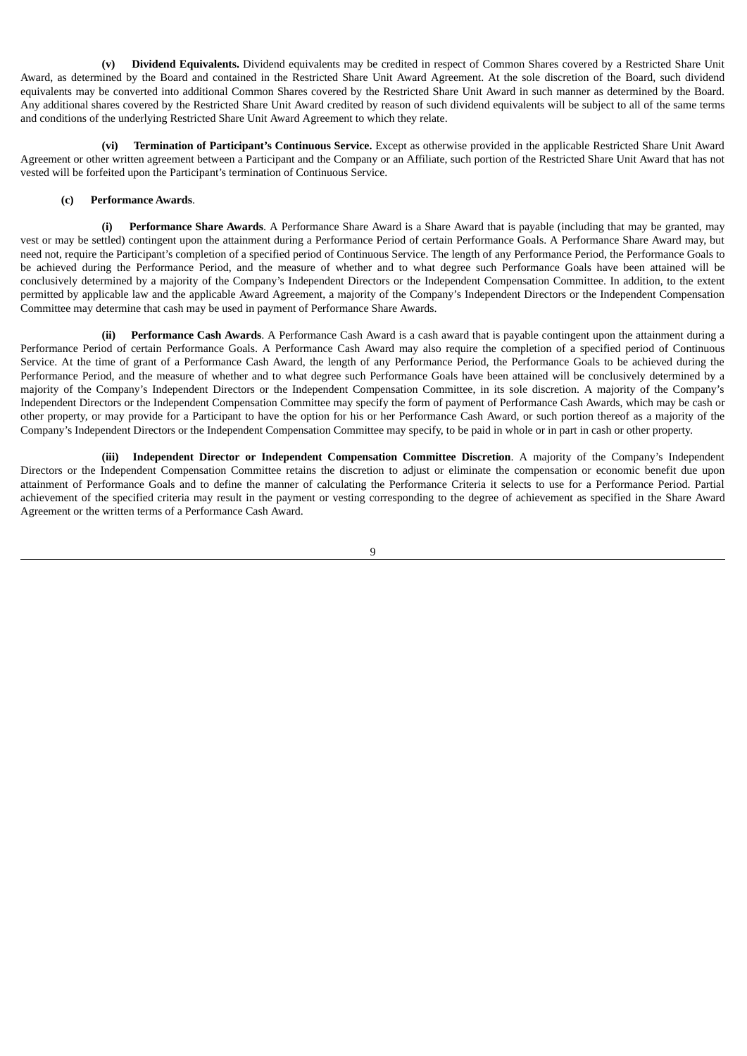**(v) Dividend Equivalents.** Dividend equivalents may be credited in respect of Common Shares covered by a Restricted Share Unit Award, as determined by the Board and contained in the Restricted Share Unit Award Agreement. At the sole discretion of the Board, such dividend equivalents may be converted into additional Common Shares covered by the Restricted Share Unit Award in such manner as determined by the Board. Any additional shares covered by the Restricted Share Unit Award credited by reason of such dividend equivalents will be subject to all of the same terms and conditions of the underlying Restricted Share Unit Award Agreement to which they relate.

**(vi) Termination of Participant's Continuous Service.** Except as otherwise provided in the applicable Restricted Share Unit Award Agreement or other written agreement between a Participant and the Company or an Affiliate, such portion of the Restricted Share Unit Award that has not vested will be forfeited upon the Participant's termination of Continuous Service.

**(c) Performance Awards**.

**(i) Performance Share Awards**. A Performance Share Award is a Share Award that is payable (including that may be granted, may vest or may be settled) contingent upon the attainment during a Performance Period of certain Performance Goals. A Performance Share Award may, but need not, require the Participant's completion of a specified period of Continuous Service. The length of any Performance Period, the Performance Goals to be achieved during the Performance Period, and the measure of whether and to what degree such Performance Goals have been attained will be conclusively determined by a majority of the Company's Independent Directors or the Independent Compensation Committee. In addition, to the extent permitted by applicable law and the applicable Award Agreement, a majority of the Company's Independent Directors or the Independent Compensation Committee may determine that cash may be used in payment of Performance Share Awards.

**(ii) Performance Cash Awards**. A Performance Cash Award is a cash award that is payable contingent upon the attainment during a Performance Period of certain Performance Goals. A Performance Cash Award may also require the completion of a specified period of Continuous Service. At the time of grant of a Performance Cash Award, the length of any Performance Period, the Performance Goals to be achieved during the Performance Period, and the measure of whether and to what degree such Performance Goals have been attained will be conclusively determined by a majority of the Company's Independent Directors or the Independent Compensation Committee, in its sole discretion. A majority of the Company's Independent Directors or the Independent Compensation Committee may specify the form of payment of Performance Cash Awards, which may be cash or other property, or may provide for a Participant to have the option for his or her Performance Cash Award, or such portion thereof as a majority of the Company's Independent Directors or the Independent Compensation Committee may specify, to be paid in whole or in part in cash or other property.

**(iii) Independent Director or Independent Compensation Committee Discretion**. A majority of the Company's Independent Directors or the Independent Compensation Committee retains the discretion to adjust or eliminate the compensation or economic benefit due upon attainment of Performance Goals and to define the manner of calculating the Performance Criteria it selects to use for a Performance Period. Partial achievement of the specified criteria may result in the payment or vesting corresponding to the degree of achievement as specified in the Share Award Agreement or the written terms of a Performance Cash Award.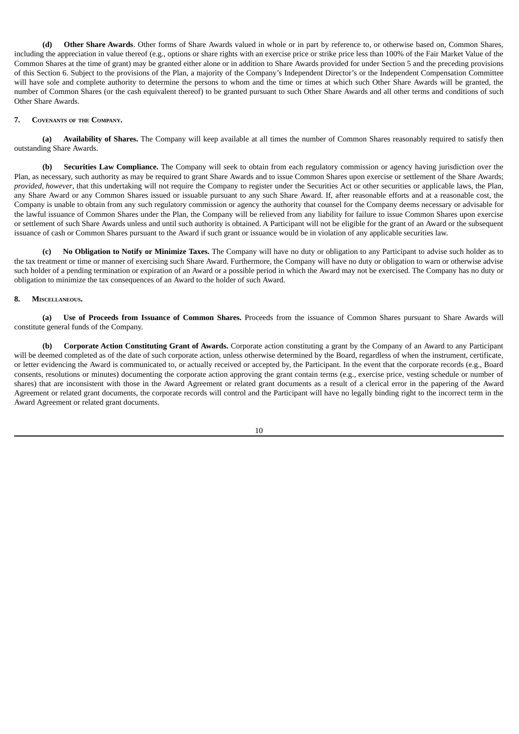**(d) Other Share Awards**. Other forms of Share Awards valued in whole or in part by reference to, or otherwise based on, Common Shares, including the appreciation in value thereof (e.g., options or share rights with an exercise price or strike price less than 100% of the Fair Market Value of the Common Shares at the time of grant) may be granted either alone or in addition to Share Awards provided for under Section 5 and the preceding provisions of this Section 6. Subject to the provisions of the Plan, a majority of the Company's Independent Director's or the Independent Compensation Committee will have sole and complete authority to determine the persons to whom and the time or times at which such Other Share Awards will be granted, the number of Common Shares (or the cash equivalent thereof) to be granted pursuant to such Other Share Awards and all other terms and conditions of such Other Share Awards.

## 7. Covenants of the Company.

**(a) Availability of Shares.** The Company will keep available at all times the number of Common Shares reasonably required to satisfy then outstanding Share Awards.

**(b) Securities Law Compliance.** The Company will seek to obtain from each regulatory commission or agency having jurisdiction over the Plan, as necessary, such authority as may be required to grant Share Awards and to issue Common Shares upon exercise or settlement of the Share Awards; *provided, however*, that this undertaking will not require the Company to register under the Securities Act or other securities or applicable laws, the Plan, any Share Award or any Common Shares issued or issuable pursuant to any such Share Award. If, after reasonable efforts and at a reasonable cost, the Company is unable to obtain from any such regulatory commission or agency the authority that counsel for the Company deems necessary or advisable for the lawful issuance of Common Shares under the Plan, the Company will be relieved from any liability for failure to issue Common Shares upon exercise or settlement of such Share Awards unless and until such authority is obtained. A Participant will not be eligible for the grant of an Award or the subsequent issuance of cash or Common Shares pursuant to the Award if such grant or issuance would be in violation of any applicable securities law.

**(c) No Obligation to Notify or Minimize Taxes.** The Company will have no duty or obligation to any Participant to advise such holder as to the tax treatment or time or manner of exercising such Share Award. Furthermore, the Company will have no duty or obligation to warn or otherwise advise such holder of a pending termination or expiration of an Award or a possible period in which the Award may not be exercised. The Company has no duty or obligation to minimize the tax consequences of an Award to the holder of such Award.

## 8. Miscellaneous.

**(a) Use of Proceeds from Issuance of Common Shares.** Proceeds from the issuance of Common Shares pursuant to Share Awards will constitute general funds of the Company.

**(b) Corporate Action Constituting Grant of Awards.** Corporate action constituting a grant by the Company of an Award to any Participant will be deemed completed as of the date of such corporate action, unless otherwise determined by the Board, regardless of when the instrument, certificate, or letter evidencing the Award is communicated to, or actually received or accepted by, the Participant. In the event that the corporate records (e.g., Board consents, resolutions or minutes) documenting the corporate action approving the grant contain terms (e.g., exercise price, vesting schedule or number of shares) that are inconsistent with those in the Award Agreement or related grant documents as a result of a clerical error in the papering of the Award Agreement or related grant documents, the corporate records will control and the Participant will have no legally binding right to the incorrect term in the Award Agreement or related grant documents.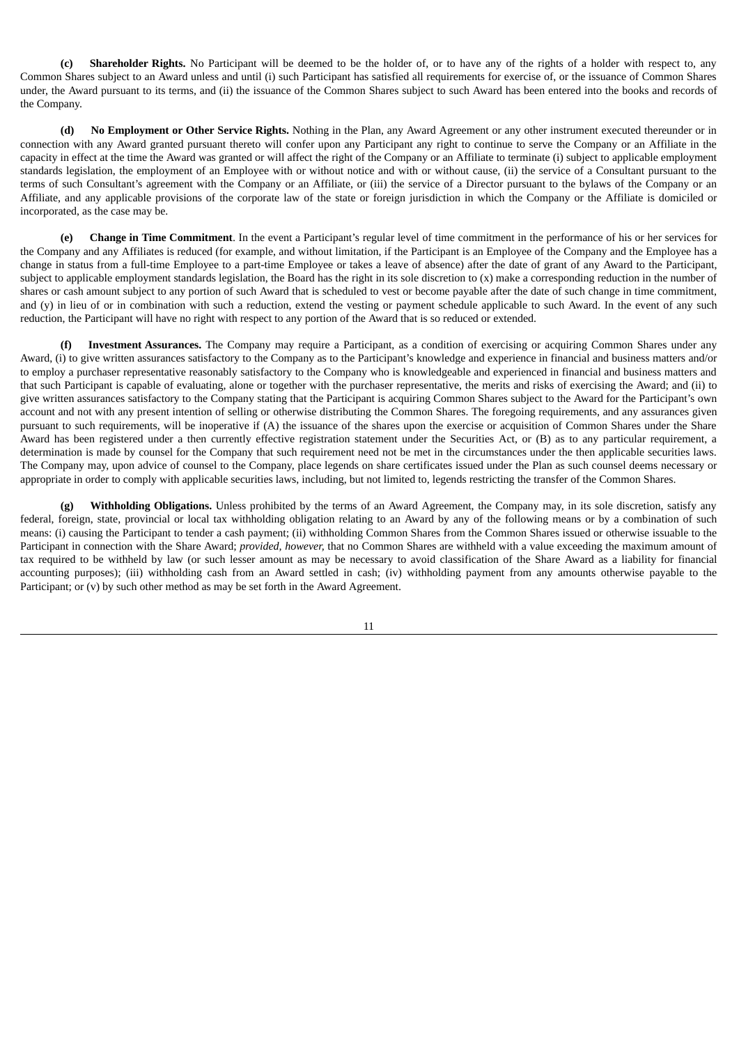**(c) Shareholder Rights.** No Participant will be deemed to be the holder of, or to have any of the rights of a holder with respect to, any Common Shares subject to an Award unless and until (i) such Participant has satisfied all requirements for exercise of, or the issuance of Common Shares under, the Award pursuant to its terms, and (ii) the issuance of the Common Shares subject to such Award has been entered into the books and records of the Company.

**(d) No Employment or Other Service Rights.** Nothing in the Plan, any Award Agreement or any other instrument executed thereunder or in connection with any Award granted pursuant thereto will confer upon any Participant any right to continue to serve the Company or an Affiliate in the capacity in effect at the time the Award was granted or will affect the right of the Company or an Affiliate to terminate (i) subject to applicable employment standards legislation, the employment of an Employee with or without notice and with or without cause, (ii) the service of a Consultant pursuant to the terms of such Consultant's agreement with the Company or an Affiliate, or (iii) the service of a Director pursuant to the bylaws of the Company or an Affiliate, and any applicable provisions of the corporate law of the state or foreign jurisdiction in which the Company or the Affiliate is domiciled or incorporated, as the case may be.

**(e) Change in Time Commitment**. In the event a Participant's regular level of time commitment in the performance of his or her services for the Company and any Affiliates is reduced (for example, and without limitation, if the Participant is an Employee of the Company and the Employee has a change in status from a full-time Employee to a part-time Employee or takes a leave of absence) after the date of grant of any Award to the Participant, subject to applicable employment standards legislation, the Board has the right in its sole discretion to (x) make a corresponding reduction in the number of shares or cash amount subject to any portion of such Award that is scheduled to vest or become payable after the date of such change in time commitment, and (y) in lieu of or in combination with such a reduction, extend the vesting or payment schedule applicable to such Award. In the event of any such reduction, the Participant will have no right with respect to any portion of the Award that is so reduced or extended.

**(f) Investment Assurances.** The Company may require a Participant, as a condition of exercising or acquiring Common Shares under any Award, (i) to give written assurances satisfactory to the Company as to the Participant's knowledge and experience in financial and business matters and/or to employ a purchaser representative reasonably satisfactory to the Company who is knowledgeable and experienced in financial and business matters and that such Participant is capable of evaluating, alone or together with the purchaser representative, the merits and risks of exercising the Award; and (ii) to give written assurances satisfactory to the Company stating that the Participant is acquiring Common Shares subject to the Award for the Participant's own account and not with any present intention of selling or otherwise distributing the Common Shares. The foregoing requirements, and any assurances given pursuant to such requirements, will be inoperative if (A) the issuance of the shares upon the exercise or acquisition of Common Shares under the Share Award has been registered under a then currently effective registration statement under the Securities Act, or (B) as to any particular requirement, a determination is made by counsel for the Company that such requirement need not be met in the circumstances under the then applicable securities laws. The Company may, upon advice of counsel to the Company, place legends on share certificates issued under the Plan as such counsel deems necessary or appropriate in order to comply with applicable securities laws, including, but not limited to, legends restricting the transfer of the Common Shares.

**(g) Withholding Obligations.** Unless prohibited by the terms of an Award Agreement, the Company may, in its sole discretion, satisfy any federal, foreign, state, provincial or local tax withholding obligation relating to an Award by any of the following means or by a combination of such means: (i) causing the Participant to tender a cash payment; (ii) withholding Common Shares from the Common Shares issued or otherwise issuable to the Participant in connection with the Share Award; *provided, however,* that no Common Shares are withheld with a value exceeding the maximum amount of tax required to be withheld by law (or such lesser amount as may be necessary to avoid classification of the Share Award as a liability for financial accounting purposes); (iii) withholding cash from an Award settled in cash; (iv) withholding payment from any amounts otherwise payable to the Participant; or (v) by such other method as may be set forth in the Award Agreement.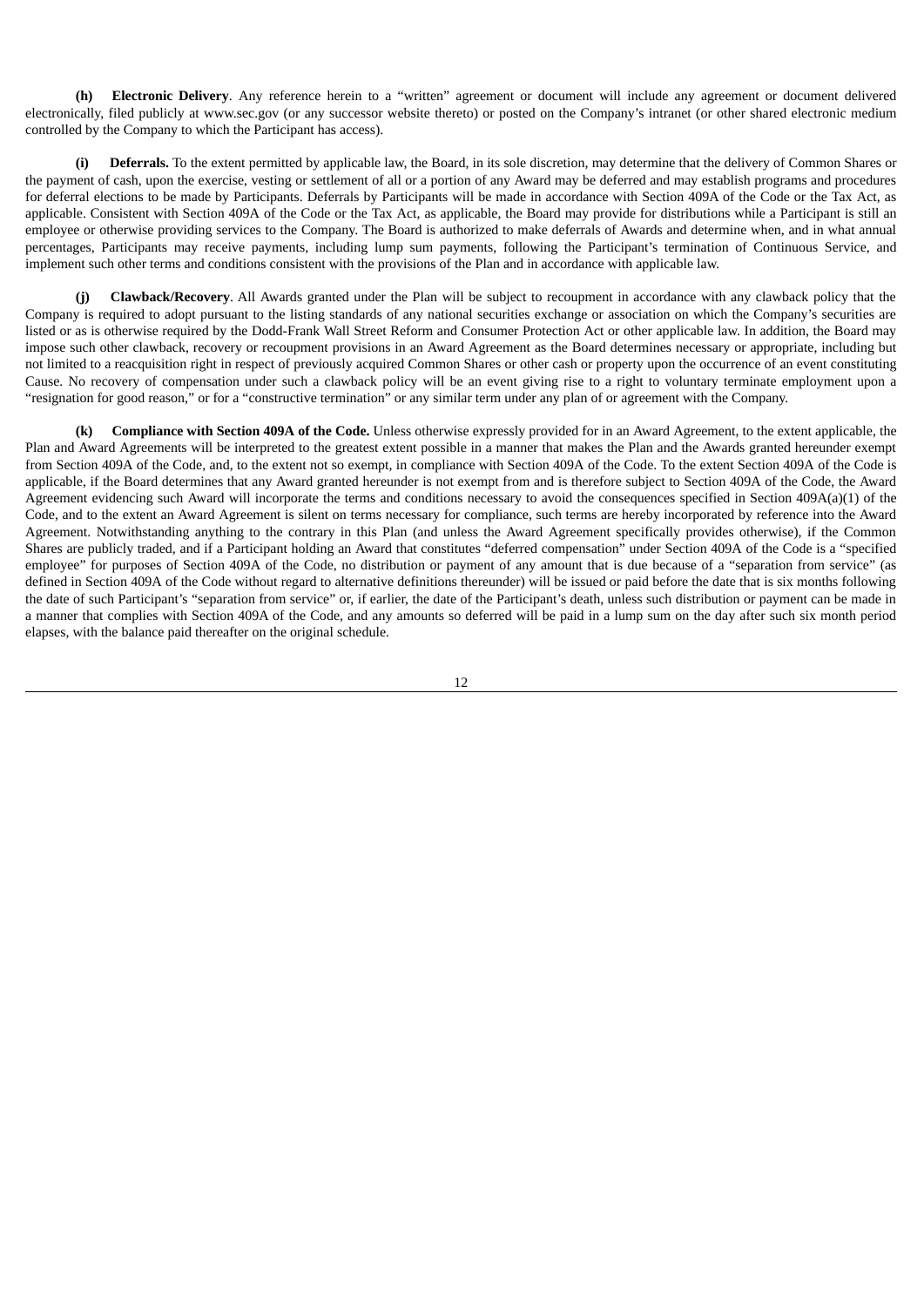**(h) Electronic Delivery**. Any reference herein to a "written" agreement or document will include any agreement or document delivered electronically, filed publicly at www.sec.gov (or any successor website thereto) or posted on the Company's intranet (or other shared electronic medium controlled by the Company to which the Participant has access).

**(i) Deferrals.** To the extent permitted by applicable law, the Board, in its sole discretion, may determine that the delivery of Common Shares or the payment of cash, upon the exercise, vesting or settlement of all or a portion of any Award may be deferred and may establish programs and procedures for deferral elections to be made by Participants. Deferrals by Participants will be made in accordance with Section 409A of the Code or the Tax Act, as applicable. Consistent with Section 409A of the Code or the Tax Act, as applicable, the Board may provide for distributions while a Participant is still an employee or otherwise providing services to the Company. The Board is authorized to make deferrals of Awards and determine when, and in what annual percentages, Participants may receive payments, including lump sum payments, following the Participant's termination of Continuous Service, and implement such other terms and conditions consistent with the provisions of the Plan and in accordance with applicable law.

**(j) Clawback/Recovery**. All Awards granted under the Plan will be subject to recoupment in accordance with any clawback policy that the Company is required to adopt pursuant to the listing standards of any national securities exchange or association on which the Company's securities are listed or as is otherwise required by the Dodd-Frank Wall Street Reform and Consumer Protection Act or other applicable law. In addition, the Board may impose such other clawback, recovery or recoupment provisions in an Award Agreement as the Board determines necessary or appropriate, including but not limited to a reacquisition right in respect of previously acquired Common Shares or other cash or property upon the occurrence of an event constituting Cause. No recovery of compensation under such a clawback policy will be an event giving rise to a right to voluntary terminate employment upon a "resignation for good reason," or for a "constructive termination" or any similar term under any plan of or agreement with the Company.

**(k) Compliance with Section 409A of the Code.** Unless otherwise expressly provided for in an Award Agreement, to the extent applicable, the Plan and Award Agreements will be interpreted to the greatest extent possible in a manner that makes the Plan and the Awards granted hereunder exempt from Section 409A of the Code, and, to the extent not so exempt, in compliance with Section 409A of the Code. To the extent Section 409A of the Code is applicable, if the Board determines that any Award granted hereunder is not exempt from and is therefore subject to Section 409A of the Code, the Award Agreement evidencing such Award will incorporate the terms and conditions necessary to avoid the consequences specified in Section 409A(a)(1) of the Code, and to the extent an Award Agreement is silent on terms necessary for compliance, such terms are hereby incorporated by reference into the Award Agreement. Notwithstanding anything to the contrary in this Plan (and unless the Award Agreement specifically provides otherwise), if the Common Shares are publicly traded, and if a Participant holding an Award that constitutes "deferred compensation" under Section 409A of the Code is a "specified employee" for purposes of Section 409A of the Code, no distribution or payment of any amount that is due because of a "separation from service" (as defined in Section 409A of the Code without regard to alternative definitions thereunder) will be issued or paid before the date that is six months following the date of such Participant's "separation from service" or, if earlier, the date of the Participant's death, unless such distribution or payment can be made in a manner that complies with Section 409A of the Code, and any amounts so deferred will be paid in a lump sum on the day after such six month period elapses, with the balance paid thereafter on the original schedule.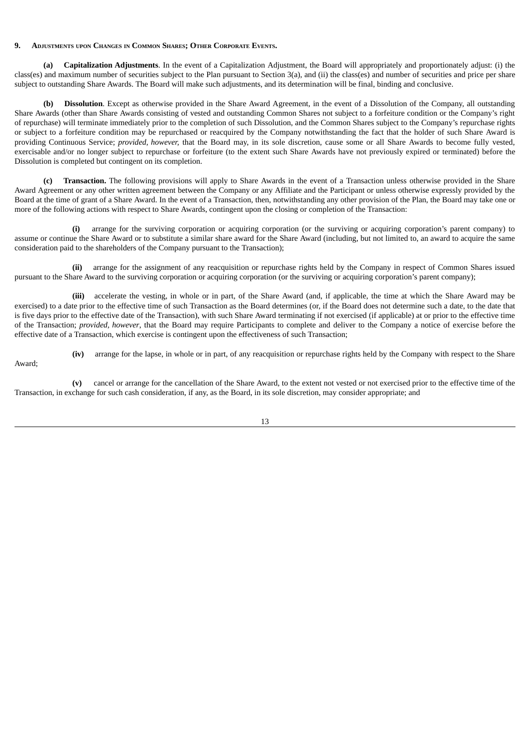## 9. Adjustments upon Changes in Common Shares; Other Corporate Events.

**(a) Capitalization Adjustments**. In the event of a Capitalization Adjustment, the Board will appropriately and proportionately adjust: (i) the class(es) and maximum number of securities subject to the Plan pursuant to Section 3(a), and (ii) the class(es) and number of securities and price per share subject to outstanding Share Awards. The Board will make such adjustments, and its determination will be final, binding and conclusive.

**(b) Dissolution**. Except as otherwise provided in the Share Award Agreement, in the event of a Dissolution of the Company, all outstanding Share Awards (other than Share Awards consisting of vested and outstanding Common Shares not subject to a forfeiture condition or the Company's right of repurchase) will terminate immediately prior to the completion of such Dissolution, and the Common Shares subject to the Company's repurchase rights or subject to a forfeiture condition may be repurchased or reacquired by the Company notwithstanding the fact that the holder of such Share Award is providing Continuous Service; *provided, however,* that the Board may, in its sole discretion, cause some or all Share Awards to become fully vested, exercisable and/or no longer subject to repurchase or forfeiture (to the extent such Share Awards have not previously expired or terminated) before the Dissolution is completed but contingent on its completion.

**(c) Transaction.** The following provisions will apply to Share Awards in the event of a Transaction unless otherwise provided in the Share Award Agreement or any other written agreement between the Company or any Affiliate and the Participant or unless otherwise expressly provided by the Board at the time of grant of a Share Award. In the event of a Transaction, then, notwithstanding any other provision of the Plan, the Board may take one or more of the following actions with respect to Share Awards, contingent upon the closing or completion of the Transaction:

**(i)** arrange for the surviving corporation or acquiring corporation (or the surviving or acquiring corporation's parent company) to assume or continue the Share Award or to substitute a similar share award for the Share Award (including, but not limited to, an award to acquire the same consideration paid to the shareholders of the Company pursuant to the Transaction);

**(ii)** arrange for the assignment of any reacquisition or repurchase rights held by the Company in respect of Common Shares issued pursuant to the Share Award to the surviving corporation or acquiring corporation (or the surviving or acquiring corporation's parent company);

**(iii)** accelerate the vesting, in whole or in part, of the Share Award (and, if applicable, the time at which the Share Award may be exercised) to a date prior to the effective time of such Transaction as the Board determines (or, if the Board does not determine such a date, to the date that is five days prior to the effective date of the Transaction), with such Share Award terminating if not exercised (if applicable) at or prior to the effective time of the Transaction; *provided, however*, that the Board may require Participants to complete and deliver to the Company a notice of exercise before the effective date of a Transaction, which exercise is contingent upon the effectiveness of such Transaction;

**(iv)** arrange for the lapse, in whole or in part, of any reacquisition or repurchase rights held by the Company with respect to the Share Award;

**(v)** cancel or arrange for the cancellation of the Share Award, to the extent not vested or not exercised prior to the effective time of the Transaction, in exchange for such cash consideration, if any, as the Board, in its sole discretion, may consider appropriate; and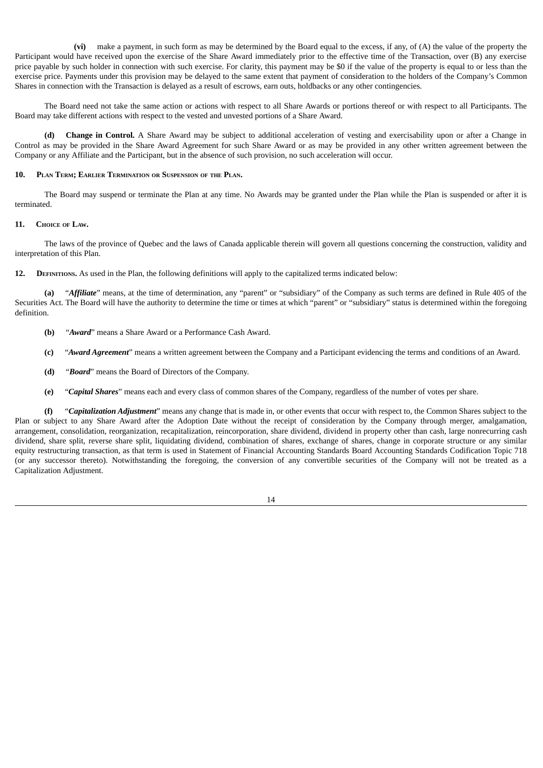**(vi)** make a payment, in such form as may be determined by the Board equal to the excess, if any, of (A) the value of the property the Participant would have received upon the exercise of the Share Award immediately prior to the effective time of the Transaction, over (B) any exercise price payable by such holder in connection with such exercise. For clarity, this payment may be $0 if the value of the property is equal to or less than the exercise price. Payments under this provision may be delayed to the same extent that payment of consideration to the holders of the Company's Common Shares in connection with the Transaction is delayed as a result of escrows, earn outs, holdbacks or any other contingencies.

The Board need not take the same action or actions with respect to all Share Awards or portions thereof or with respect to all Participants. The Board may take different actions with respect to the vested and unvested portions of a Share Award.

**(d) Change in Control.** A Share Award may be subject to additional acceleration of vesting and exercisability upon or after a Change in Control as may be provided in the Share Award Agreement for such Share Award or as may be provided in any other written agreement between the Company or any Affiliate and the Participant, but in the absence of such provision, no such acceleration will occur.

**10. Plan Term; Earlier Termination or Suspension of the Plan.**

The Board may suspend or terminate the Plan at any time. No Awards may be granted under the Plan while the Plan is suspended or after it is terminated.

**11. Choice of Law.**

The laws of the province of Quebec and the laws of Canada applicable therein will govern all questions concerning the construction, validity and interpretation of this Plan.

**12. Definitions.** As used in the Plan, the following definitions will apply to the capitalized terms indicated below:

**(a)** "***Affiliate***" means, at the time of determination, any "parent" or "subsidiary" of the Company as such terms are defined in Rule 405 of the Securities Act. The Board will have the authority to determine the time or times at which "parent" or "subsidiary" status is determined within the foregoing definition.

**(b)** "***Award***" means a Share Award or a Performance Cash Award.

**(c)** "***Award Agreement***" means a written agreement between the Company and a Participant evidencing the terms and conditions of an Award.

**(d)** "***Board***" means the Board of Directors of the Company.

**(e)** "***Capital Shares***" means each and every class of common shares of the Company, regardless of the number of votes per share.

**(f)** "***Capitalization Adjustment***" means any change that is made in, or other events that occur with respect to, the Common Shares subject to the Plan or subject to any Share Award after the Adoption Date without the receipt of consideration by the Company through merger, amalgamation, arrangement, consolidation, reorganization, recapitalization, reincorporation, share dividend, dividend in property other than cash, large nonrecurring cash dividend, share split, reverse share split, liquidating dividend, combination of shares, exchange of shares, change in corporate structure or any similar equity restructuring transaction, as that term is used in Statement of Financial Accounting Standards Board Accounting Standards Codification Topic 718 (or any successor thereto). Notwithstanding the foregoing, the conversion of any convertible securities of the Company will not be treated as a Capitalization Adjustment.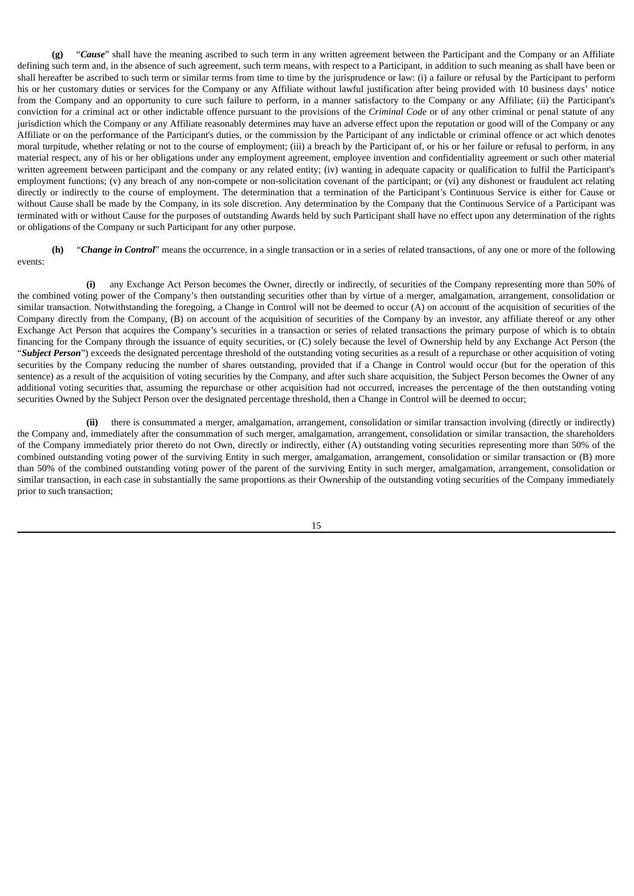**(g)** "***Cause***" shall have the meaning ascribed to such term in any written agreement between the Participant and the Company or an Affiliate defining such term and, in the absence of such agreement, such term means, with respect to a Participant, in addition to such meaning as shall have been or shall hereafter be ascribed to such term or similar terms from time to time by the jurisprudence or law: (i) a failure or refusal by the Participant to perform his or her customary duties or services for the Company or any Affiliate without lawful justification after being provided with 10 business days' notice from the Company and an opportunity to cure such failure to perform, in a manner satisfactory to the Company or any Affiliate; (ii) the Participant's conviction for a criminal act or other indictable offence pursuant to the provisions of the *Criminal Code* or of any other criminal or penal statute of any jurisdiction which the Company or any Affiliate reasonably determines may have an adverse effect upon the reputation or good will of the Company or any Affiliate or on the performance of the Participant's duties, or the commission by the Participant of any indictable or criminal offence or act which denotes moral turpitude, whether relating or not to the course of employment; (iii) a breach by the Participant of, or his or her failure or refusal to perform, in any material respect, any of his or her obligations under any employment agreement, employee invention and confidentiality agreement or such other material written agreement between participant and the company or any related entity; (iv) wanting in adequate capacity or qualification to fulfil the Participant's employment functions; (v) any breach of any non-compete or non-solicitation covenant of the participant; or (vi) any dishonest or fraudulent act relating directly or indirectly to the course of employment. The determination that a termination of the Participant's Continuous Service is either for Cause or without Cause shall be made by the Company, in its sole discretion. Any determination by the Company that the Continuous Service of a Participant was terminated with or without Cause for the purposes of outstanding Awards held by such Participant shall have no effect upon any determination of the rights or obligations of the Company or such Participant for any other purpose.

**(h)** "***Change in Control***" means the occurrence, in a single transaction or in a series of related transactions, of any one or more of the following events:

**(i)** any Exchange Act Person becomes the Owner, directly or indirectly, of securities of the Company representing more than 50% of the combined voting power of the Company's then outstanding securities other than by virtue of a merger, amalgamation, arrangement, consolidation or similar transaction. Notwithstanding the foregoing, a Change in Control will not be deemed to occur (A) on account of the acquisition of securities of the Company directly from the Company, (B) on account of the acquisition of securities of the Company by an investor, any affiliate thereof or any other Exchange Act Person that acquires the Company's securities in a transaction or series of related transactions the primary purpose of which is to obtain financing for the Company through the issuance of equity securities, or (C) solely because the level of Ownership held by any Exchange Act Person (the "***Subject Person***") exceeds the designated percentage threshold of the outstanding voting securities as a result of a repurchase or other acquisition of voting securities by the Company reducing the number of shares outstanding, provided that if a Change in Control would occur (but for the operation of this sentence) as a result of the acquisition of voting securities by the Company, and after such share acquisition, the Subject Person becomes the Owner of any additional voting securities that, assuming the repurchase or other acquisition had not occurred, increases the percentage of the then outstanding voting securities Owned by the Subject Person over the designated percentage threshold, then a Change in Control will be deemed to occur;

**(ii)** there is consummated a merger, amalgamation, arrangement, consolidation or similar transaction involving (directly or indirectly) the Company and, immediately after the consummation of such merger, amalgamation, arrangement, consolidation or similar transaction, the shareholders of the Company immediately prior thereto do not Own, directly or indirectly, either (A) outstanding voting securities representing more than 50% of the combined outstanding voting power of the surviving Entity in such merger, amalgamation, arrangement, consolidation or similar transaction or (B) more than 50% of the combined outstanding voting power of the parent of the surviving Entity in such merger, amalgamation, arrangement, consolidation or similar transaction, in each case in substantially the same proportions as their Ownership of the outstanding voting securities of the Company immediately prior to such transaction;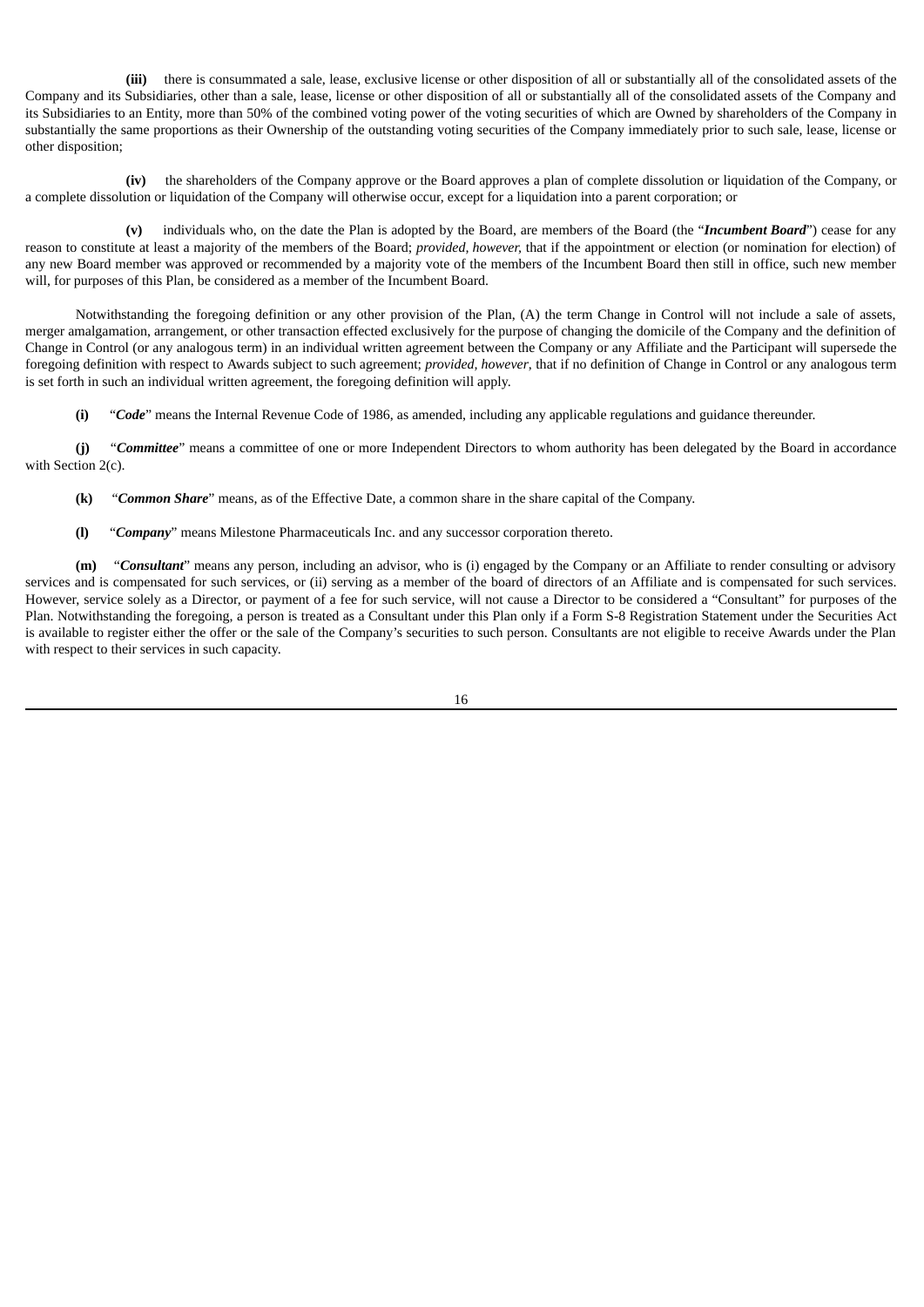**(iii)** there is consummated a sale, lease, exclusive license or other disposition of all or substantially all of the consolidated assets of the Company and its Subsidiaries, other than a sale, lease, license or other disposition of all or substantially all of the consolidated assets of the Company and its Subsidiaries to an Entity, more than 50% of the combined voting power of the voting securities of which are Owned by shareholders of the Company in substantially the same proportions as their Ownership of the outstanding voting securities of the Company immediately prior to such sale, lease, license or other disposition;

**(iv)** the shareholders of the Company approve or the Board approves a plan of complete dissolution or liquidation of the Company, or a complete dissolution or liquidation of the Company will otherwise occur, except for a liquidation into a parent corporation; or

**(v)** individuals who, on the date the Plan is adopted by the Board, are members of the Board (the "***Incumbent Board***") cease for any reason to constitute at least a majority of the members of the Board; *provided, however,* that if the appointment or election (or nomination for election) of any new Board member was approved or recommended by a majority vote of the members of the Incumbent Board then still in office, such new member will, for purposes of this Plan, be considered as a member of the Incumbent Board.

Notwithstanding the foregoing definition or any other provision of the Plan, (A) the term Change in Control will not include a sale of assets, merger amalgamation, arrangement, or other transaction effected exclusively for the purpose of changing the domicile of the Company and the definition of Change in Control (or any analogous term) in an individual written agreement between the Company or any Affiliate and the Participant will supersede the foregoing definition with respect to Awards subject to such agreement; *provided, however*, that if no definition of Change in Control or any analogous term is set forth in such an individual written agreement, the foregoing definition will apply.

**(i)** "***Code***" means the Internal Revenue Code of 1986, as amended, including any applicable regulations and guidance thereunder.

**(j)** "***Committee***" means a committee of one or more Independent Directors to whom authority has been delegated by the Board in accordance with Section 2(c).

**(k)** "***Common Share***" means, as of the Effective Date, a common share in the share capital of the Company.

**(l)** "***Company***" means Milestone Pharmaceuticals Inc. and any successor corporation thereto.

**(m)** "***Consultant***" means any person, including an advisor, who is (i) engaged by the Company or an Affiliate to render consulting or advisory services and is compensated for such services, or (ii) serving as a member of the board of directors of an Affiliate and is compensated for such services. However, service solely as a Director, or payment of a fee for such service, will not cause a Director to be considered a "Consultant" for purposes of the Plan. Notwithstanding the foregoing, a person is treated as a Consultant under this Plan only if a Form S-8 Registration Statement under the Securities Act is available to register either the offer or the sale of the Company's securities to such person. Consultants are not eligible to receive Awards under the Plan with respect to their services in such capacity.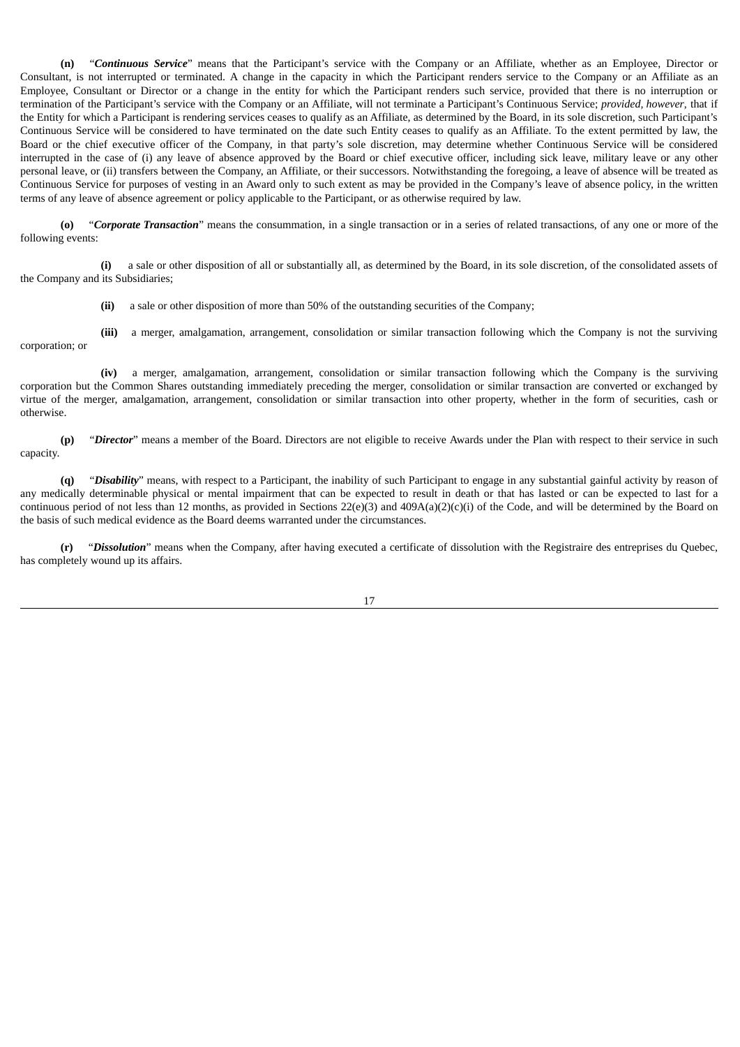**(n)** "***Continuous Service***" means that the Participant's service with the Company or an Affiliate, whether as an Employee, Director or Consultant, is not interrupted or terminated. A change in the capacity in which the Participant renders service to the Company or an Affiliate as an Employee, Consultant or Director or a change in the entity for which the Participant renders such service, provided that there is no interruption or termination of the Participant's service with the Company or an Affiliate, will not terminate a Participant's Continuous Service; *provided, however*, that if the Entity for which a Participant is rendering services ceases to qualify as an Affiliate, as determined by the Board, in its sole discretion, such Participant's Continuous Service will be considered to have terminated on the date such Entity ceases to qualify as an Affiliate. To the extent permitted by law, the Board or the chief executive officer of the Company, in that party's sole discretion, may determine whether Continuous Service will be considered interrupted in the case of (i) any leave of absence approved by the Board or chief executive officer, including sick leave, military leave or any other personal leave, or (ii) transfers between the Company, an Affiliate, or their successors. Notwithstanding the foregoing, a leave of absence will be treated as Continuous Service for purposes of vesting in an Award only to such extent as may be provided in the Company's leave of absence policy, in the written terms of any leave of absence agreement or policy applicable to the Participant, or as otherwise required by law.

**(o)** "***Corporate Transaction***" means the consummation, in a single transaction or in a series of related transactions, of any one or more of the following events:

**(i)** a sale or other disposition of all or substantially all, as determined by the Board, in its sole discretion, of the consolidated assets of the Company and its Subsidiaries;

**(ii)** a sale or other disposition of more than 50% of the outstanding securities of the Company;

**(iii)** a merger, amalgamation, arrangement, consolidation or similar transaction following which the Company is not the surviving corporation; or

**(iv)** a merger, amalgamation, arrangement, consolidation or similar transaction following which the Company is the surviving corporation but the Common Shares outstanding immediately preceding the merger, consolidation or similar transaction are converted or exchanged by virtue of the merger, amalgamation, arrangement, consolidation or similar transaction into other property, whether in the form of securities, cash or otherwise.

**(p)** "***Director***" means a member of the Board. Directors are not eligible to receive Awards under the Plan with respect to their service in such capacity.

**(q)** "***Disability***" means, with respect to a Participant, the inability of such Participant to engage in any substantial gainful activity by reason of any medically determinable physical or mental impairment that can be expected to result in death or that has lasted or can be expected to last for a continuous period of not less than 12 months, as provided in Sections 22(e)(3) and 409A(a)(2)(c)(i) of the Code, and will be determined by the Board on the basis of such medical evidence as the Board deems warranted under the circumstances.

**(r)** "***Dissolution***" means when the Company, after having executed a certificate of dissolution with the Registraire des entreprises du Quebec, has completely wound up its affairs.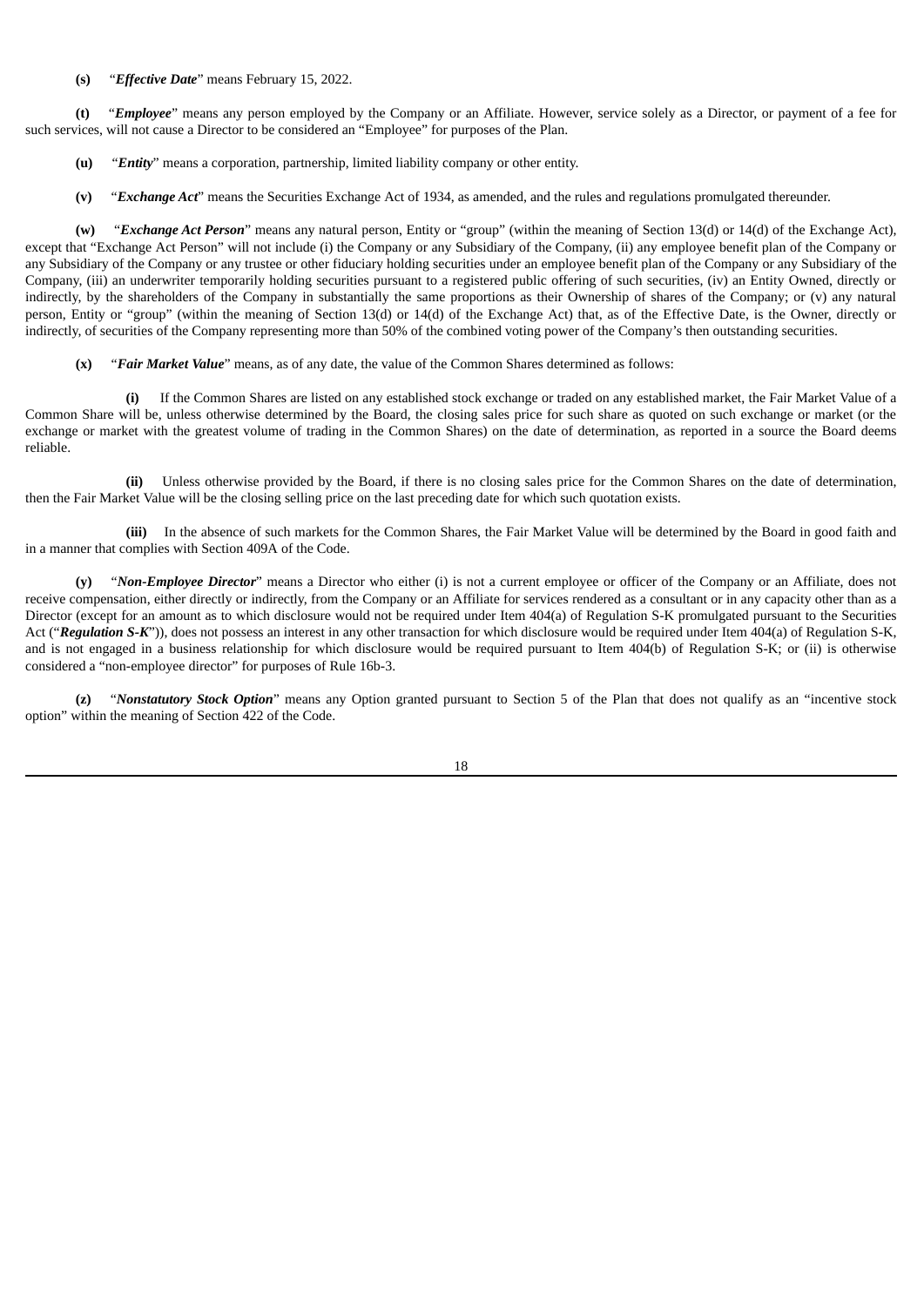**(s)** "***Effective Date***" means February 15, 2022.

**(t)** "***Employee***" means any person employed by the Company or an Affiliate. However, service solely as a Director, or payment of a fee for such services, will not cause a Director to be considered an "Employee" for purposes of the Plan.

**(u)** "***Entity***" means a corporation, partnership, limited liability company or other entity.

**(v)** "***Exchange Act***" means the Securities Exchange Act of 1934, as amended, and the rules and regulations promulgated thereunder.

**(w)** "***Exchange Act Person***" means any natural person, Entity or "group" (within the meaning of Section 13(d) or 14(d) of the Exchange Act), except that "Exchange Act Person" will not include (i) the Company or any Subsidiary of the Company, (ii) any employee benefit plan of the Company or any Subsidiary of the Company or any trustee or other fiduciary holding securities under an employee benefit plan of the Company or any Subsidiary of the Company, (iii) an underwriter temporarily holding securities pursuant to a registered public offering of such securities, (iv) an Entity Owned, directly or indirectly, by the shareholders of the Company in substantially the same proportions as their Ownership of shares of the Company; or (v) any natural person, Entity or "group" (within the meaning of Section 13(d) or 14(d) of the Exchange Act) that, as of the Effective Date, is the Owner, directly or indirectly, of securities of the Company representing more than 50% of the combined voting power of the Company's then outstanding securities.

**(x)** "***Fair Market Value***" means, as of any date, the value of the Common Shares determined as follows:

**(i)** If the Common Shares are listed on any established stock exchange or traded on any established market, the Fair Market Value of a Common Share will be, unless otherwise determined by the Board, the closing sales price for such share as quoted on such exchange or market (or the exchange or market with the greatest volume of trading in the Common Shares) on the date of determination, as reported in a source the Board deems reliable.

**(ii)** Unless otherwise provided by the Board, if there is no closing sales price for the Common Shares on the date of determination, then the Fair Market Value will be the closing selling price on the last preceding date for which such quotation exists.

**(iii)** In the absence of such markets for the Common Shares, the Fair Market Value will be determined by the Board in good faith and in a manner that complies with Section 409A of the Code.

**(y)** "***Non-Employee Director***" means a Director who either (i) is not a current employee or officer of the Company or an Affiliate, does not receive compensation, either directly or indirectly, from the Company or an Affiliate for services rendered as a consultant or in any capacity other than as a Director (except for an amount as to which disclosure would not be required under Item 404(a) of Regulation S-K promulgated pursuant to the Securities Act ("***Regulation S-K***")), does not possess an interest in any other transaction for which disclosure would be required under Item 404(a) of Regulation S-K, and is not engaged in a business relationship for which disclosure would be required pursuant to Item 404(b) of Regulation S-K; or (ii) is otherwise considered a "non-employee director" for purposes of Rule 16b-3.

**(z)** "***Nonstatutory Stock Option***" means any Option granted pursuant to Section 5 of the Plan that does not qualify as an "incentive stock option" within the meaning of Section 422 of the Code.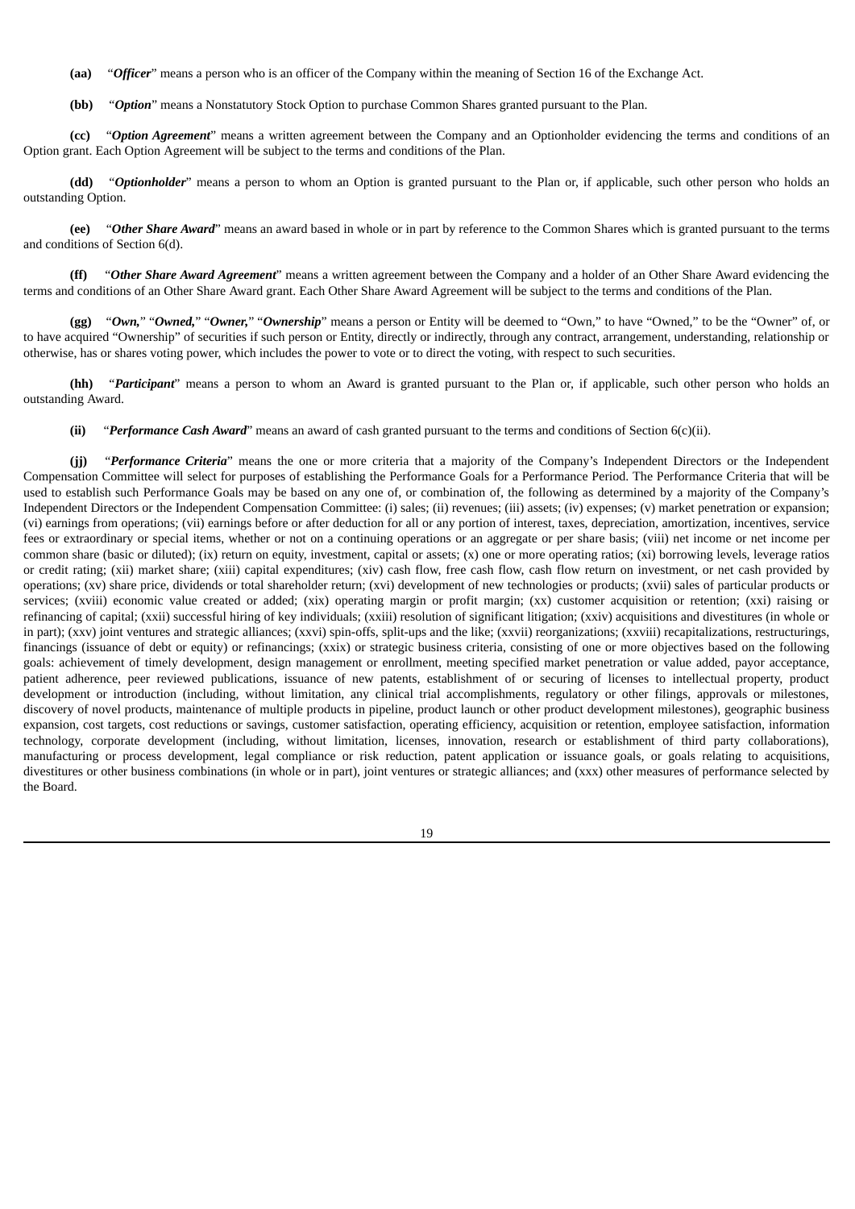**(aa)** "*Officer*" means a person who is an officer of the Company within the meaning of Section 16 of the Exchange Act.

**(bb)** "*Option*" means a Nonstatutory Stock Option to purchase Common Shares granted pursuant to the Plan.

**(cc)** "*Option Agreement*" means a written agreement between the Company and an Optionholder evidencing the terms and conditions of an Option grant. Each Option Agreement will be subject to the terms and conditions of the Plan.

**(dd)** "*Optionholder*" means a person to whom an Option is granted pursuant to the Plan or, if applicable, such other person who holds an outstanding Option.

**(ee)** "*Other Share Award*" means an award based in whole or in part by reference to the Common Shares which is granted pursuant to the terms and conditions of Section 6(d).

**(ff)** "*Other Share Award Agreement*" means a written agreement between the Company and a holder of an Other Share Award evidencing the terms and conditions of an Other Share Award grant. Each Other Share Award Agreement will be subject to the terms and conditions of the Plan.

**(gg)** "*Own,*" "*Owned,*" "*Owner,*" "*Ownership*" means a person or Entity will be deemed to "Own," to have "Owned," to be the "Owner" of, or to have acquired "Ownership" of securities if such person or Entity, directly or indirectly, through any contract, arrangement, understanding, relationship or otherwise, has or shares voting power, which includes the power to vote or to direct the voting, with respect to such securities.

**(hh)** "*Participant*" means a person to whom an Award is granted pursuant to the Plan or, if applicable, such other person who holds an outstanding Award.

**(ii)** "*Performance Cash Award*" means an award of cash granted pursuant to the terms and conditions of Section 6(c)(ii).

**(jj)** "*Performance Criteria*" means the one or more criteria that a majority of the Company's Independent Directors or the Independent Compensation Committee will select for purposes of establishing the Performance Goals for a Performance Period. The Performance Criteria that will be used to establish such Performance Goals may be based on any one of, or combination of, the following as determined by a majority of the Company's Independent Directors or the Independent Compensation Committee: (i) sales; (ii) revenues; (iii) assets; (iv) expenses; (v) market penetration or expansion; (vi) earnings from operations; (vii) earnings before or after deduction for all or any portion of interest, taxes, depreciation, amortization, incentives, service fees or extraordinary or special items, whether or not on a continuing operations or an aggregate or per share basis; (viii) net income or net income per common share (basic or diluted); (ix) return on equity, investment, capital or assets; (x) one or more operating ratios; (xi) borrowing levels, leverage ratios or credit rating; (xii) market share; (xiii) capital expenditures; (xiv) cash flow, free cash flow, cash flow return on investment, or net cash provided by operations; (xv) share price, dividends or total shareholder return; (xvi) development of new technologies or products; (xvii) sales of particular products or services; (xviii) economic value created or added; (xix) operating margin or profit margin; (xx) customer acquisition or retention; (xxi) raising or refinancing of capital; (xxii) successful hiring of key individuals; (xxiii) resolution of significant litigation; (xxiv) acquisitions and divestitures (in whole or in part); (xxv) joint ventures and strategic alliances; (xxvi) spin-offs, split-ups and the like; (xxvii) reorganizations; (xxviii) recapitalizations, restructurings, financings (issuance of debt or equity) or refinancings; (xxix) or strategic business criteria, consisting of one or more objectives based on the following goals: achievement of timely development, design management or enrollment, meeting specified market penetration or value added, payor acceptance, patient adherence, peer reviewed publications, issuance of new patents, establishment of or securing of licenses to intellectual property, product development or introduction (including, without limitation, any clinical trial accomplishments, regulatory or other filings, approvals or milestones, discovery of novel products, maintenance of multiple products in pipeline, product launch or other product development milestones), geographic business expansion, cost targets, cost reductions or savings, customer satisfaction, operating efficiency, acquisition or retention, employee satisfaction, information technology, corporate development (including, without limitation, licenses, innovation, research or establishment of third party collaborations), manufacturing or process development, legal compliance or risk reduction, patent application or issuance goals, or goals relating to acquisitions, divestitures or other business combinations (in whole or in part), joint ventures or strategic alliances; and (xxx) other measures of performance selected by the Board.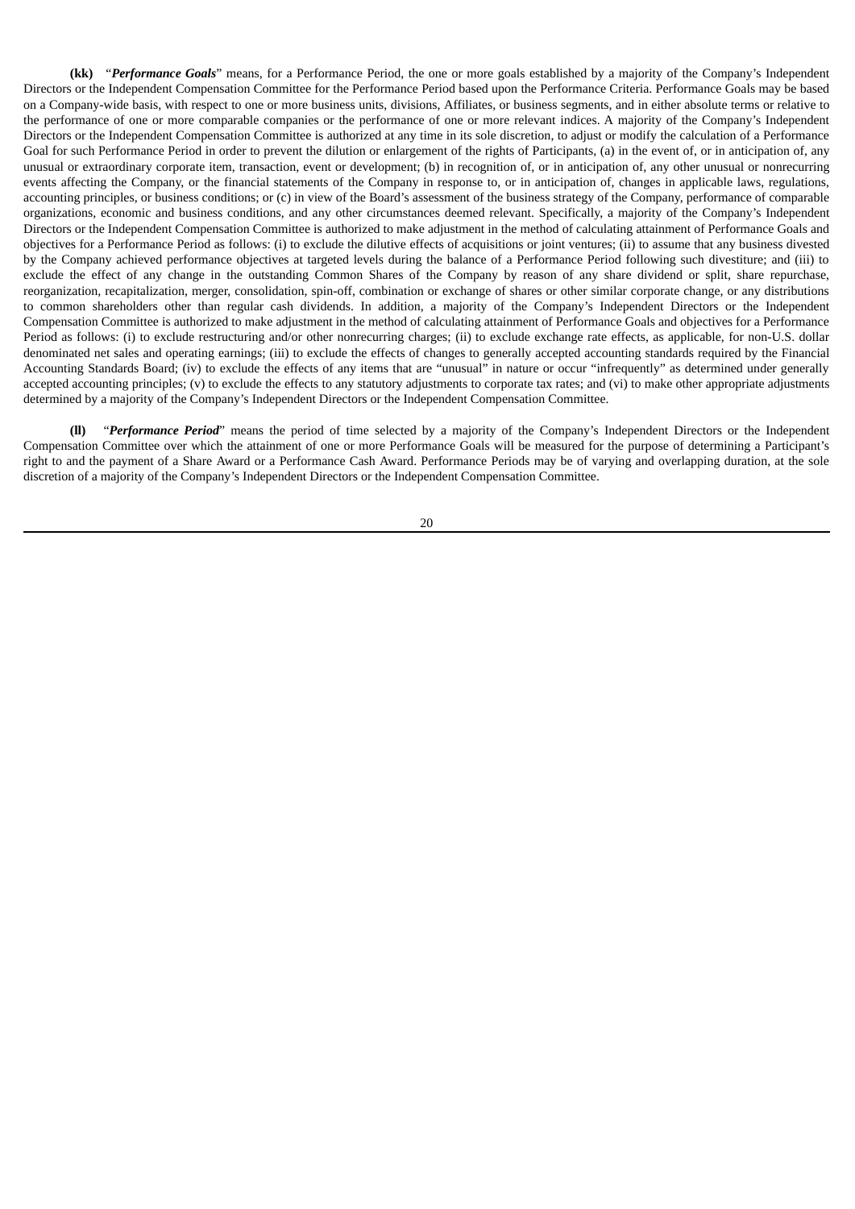**(kk)** "***Performance Goals***" means, for a Performance Period, the one or more goals established by a majority of the Company's Independent Directors or the Independent Compensation Committee for the Performance Period based upon the Performance Criteria. Performance Goals may be based on a Company-wide basis, with respect to one or more business units, divisions, Affiliates, or business segments, and in either absolute terms or relative to the performance of one or more comparable companies or the performance of one or more relevant indices. A majority of the Company's Independent Directors or the Independent Compensation Committee is authorized at any time in its sole discretion, to adjust or modify the calculation of a Performance Goal for such Performance Period in order to prevent the dilution or enlargement of the rights of Participants, (a) in the event of, or in anticipation of, any unusual or extraordinary corporate item, transaction, event or development; (b) in recognition of, or in anticipation of, any other unusual or nonrecurring events affecting the Company, or the financial statements of the Company in response to, or in anticipation of, changes in applicable laws, regulations, accounting principles, or business conditions; or (c) in view of the Board's assessment of the business strategy of the Company, performance of comparable organizations, economic and business conditions, and any other circumstances deemed relevant. Specifically, a majority of the Company's Independent Directors or the Independent Compensation Committee is authorized to make adjustment in the method of calculating attainment of Performance Goals and objectives for a Performance Period as follows: (i) to exclude the dilutive effects of acquisitions or joint ventures; (ii) to assume that any business divested by the Company achieved performance objectives at targeted levels during the balance of a Performance Period following such divestiture; and (iii) to exclude the effect of any change in the outstanding Common Shares of the Company by reason of any share dividend or split, share repurchase, reorganization, recapitalization, merger, consolidation, spin-off, combination or exchange of shares or other similar corporate change, or any distributions to common shareholders other than regular cash dividends. In addition, a majority of the Company's Independent Directors or the Independent Compensation Committee is authorized to make adjustment in the method of calculating attainment of Performance Goals and objectives for a Performance Period as follows: (i) to exclude restructuring and/or other nonrecurring charges; (ii) to exclude exchange rate effects, as applicable, for non-U.S. dollar denominated net sales and operating earnings; (iii) to exclude the effects of changes to generally accepted accounting standards required by the Financial Accounting Standards Board; (iv) to exclude the effects of any items that are "unusual" in nature or occur "infrequently" as determined under generally accepted accounting principles; (v) to exclude the effects to any statutory adjustments to corporate tax rates; and (vi) to make other appropriate adjustments determined by a majority of the Company's Independent Directors or the Independent Compensation Committee.

**(ll)** "***Performance Period***" means the period of time selected by a majority of the Company's Independent Directors or the Independent Compensation Committee over which the attainment of one or more Performance Goals will be measured for the purpose of determining a Participant's right to and the payment of a Share Award or a Performance Cash Award. Performance Periods may be of varying and overlapping duration, at the sole discretion of a majority of the Company's Independent Directors or the Independent Compensation Committee.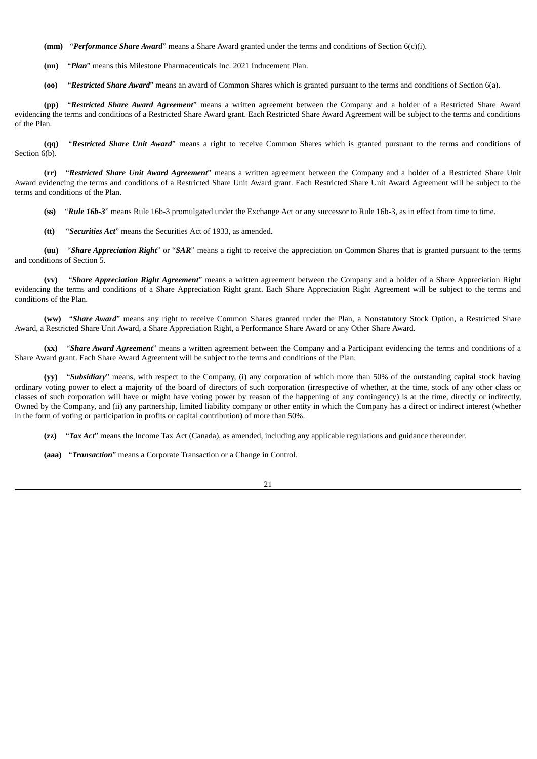**(mm)** "***Performance Share Award***" means a Share Award granted under the terms and conditions of Section 6(c)(i).

**(nn)** "***Plan***" means this Milestone Pharmaceuticals Inc. 2021 Inducement Plan.

**(oo)** "***Restricted Share Award***" means an award of Common Shares which is granted pursuant to the terms and conditions of Section 6(a).

**(pp)** "***Restricted Share Award Agreement***" means a written agreement between the Company and a holder of a Restricted Share Award evidencing the terms and conditions of a Restricted Share Award grant. Each Restricted Share Award Agreement will be subject to the terms and conditions of the Plan.

**(qq)** "***Restricted Share Unit Award***" means a right to receive Common Shares which is granted pursuant to the terms and conditions of Section 6(b).

**(rr)** "***Restricted Share Unit Award Agreement***" means a written agreement between the Company and a holder of a Restricted Share Unit Award evidencing the terms and conditions of a Restricted Share Unit Award grant. Each Restricted Share Unit Award Agreement will be subject to the terms and conditions of the Plan.

**(ss)** "***Rule 16b-3***" means Rule 16b-3 promulgated under the Exchange Act or any successor to Rule 16b-3, as in effect from time to time.

**(tt)** "***Securities Act***" means the Securities Act of 1933, as amended.

**(uu)** "***Share Appreciation Right***" or "***SAR***" means a right to receive the appreciation on Common Shares that is granted pursuant to the terms and conditions of Section 5.

**(vv)** "***Share Appreciation Right Agreement***" means a written agreement between the Company and a holder of a Share Appreciation Right evidencing the terms and conditions of a Share Appreciation Right grant. Each Share Appreciation Right Agreement will be subject to the terms and conditions of the Plan.

**(ww)** "***Share Award***" means any right to receive Common Shares granted under the Plan, a Nonstatutory Stock Option, a Restricted Share Award, a Restricted Share Unit Award, a Share Appreciation Right, a Performance Share Award or any Other Share Award.

**(xx)** "***Share Award Agreement***" means a written agreement between the Company and a Participant evidencing the terms and conditions of a Share Award grant. Each Share Award Agreement will be subject to the terms and conditions of the Plan.

**(yy)** "***Subsidiary***" means, with respect to the Company, (i) any corporation of which more than 50% of the outstanding capital stock having ordinary voting power to elect a majority of the board of directors of such corporation (irrespective of whether, at the time, stock of any other class or classes of such corporation will have or might have voting power by reason of the happening of any contingency) is at the time, directly or indirectly, Owned by the Company, and (ii) any partnership, limited liability company or other entity in which the Company has a direct or indirect interest (whether in the form of voting or participation in profits or capital contribution) of more than 50%.

**(zz)** "***Tax Act***" means the Income Tax Act (Canada), as amended, including any applicable regulations and guidance thereunder.

**(aaa)** "***Transaction***" means a Corporate Transaction or a Change in Control.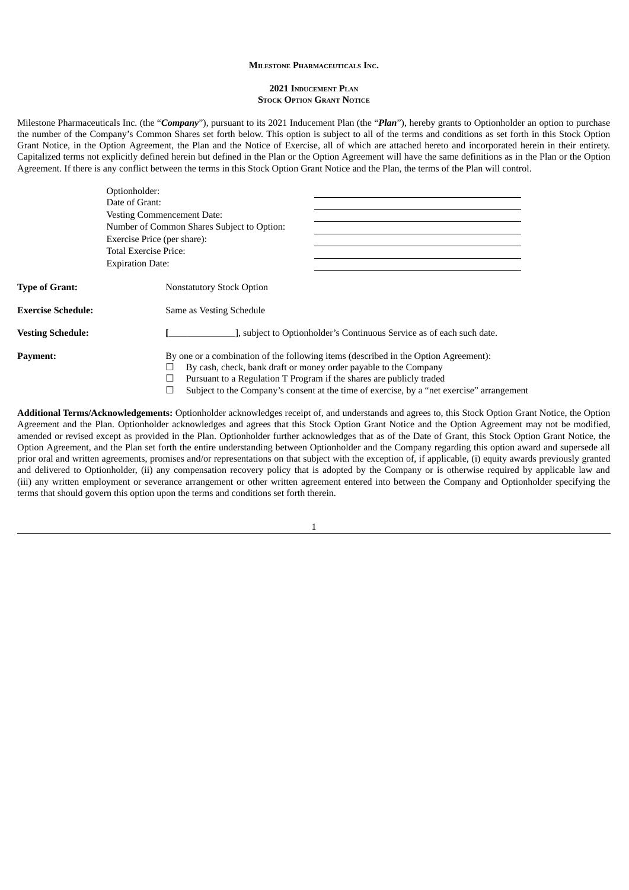**MILESTONE PHARMACEUTICALS INC.**

**2021 INDUCEMENT PLAN**
**STOCK OPTION GRANT NOTICE**

Milestone Pharmaceuticals Inc. (the "***Company***"), pursuant to its 2021 Inducement Plan (the "***Plan***"), hereby grants to Optionholder an option to purchase the number of the Company's Common Shares set forth below. This option is subject to all of the terms and conditions as set forth in this Stock Option Grant Notice, in the Option Agreement, the Plan and the Notice of Exercise, all of which are attached hereto and incorporated herein in their entirety. Capitalized terms not explicitly defined herein but defined in the Plan or the Option Agreement will have the same definitions as in the Plan or the Option Agreement. If there is any conflict between the terms in this Stock Option Grant Notice and the Plan, the terms of the Plan will control.

| | |
|---|---|
| Optionholder: | ______________________________ |
| Date of Grant: | ______________________________ |
| Vesting Commencement Date: | ______________________________ |
| Number of Common Shares Subject to Option: | ______________________________ |
| Exercise Price (per share): | ______________________________ |
| Total Exercise Price: | ______________________________ |
| Expiration Date: | ______________________________ |

**Type of Grant:** Nonstatutory Stock Option

**Exercise Schedule:** Same as Vesting Schedule

**Vesting Schedule:** [______________], subject to Optionholder's Continuous Service as of each such date.

**Payment:** By one or a combination of the following items (described in the Option Agreement):

- ☐ By cash, check, bank draft or money order payable to the Company
- ☐ Pursuant to a Regulation T Program if the shares are publicly traded
- ☐ Subject to the Company's consent at the time of exercise, by a "net exercise" arrangement

**Additional Terms/Acknowledgements:** Optionholder acknowledges receipt of, and understands and agrees to, this Stock Option Grant Notice, the Option Agreement and the Plan. Optionholder acknowledges and agrees that this Stock Option Grant Notice and the Option Agreement may not be modified, amended or revised except as provided in the Plan. Optionholder further acknowledges that as of the Date of Grant, this Stock Option Grant Notice, the Option Agreement, and the Plan set forth the entire understanding between Optionholder and the Company regarding this option award and supersede all prior oral and written agreements, promises and/or representations on that subject with the exception of, if applicable, (i) equity awards previously granted and delivered to Optionholder, (ii) any compensation recovery policy that is adopted by the Company or is otherwise required by applicable law and (iii) any written employment or severance arrangement or other written agreement entered into between the Company and Optionholder specifying the terms that should govern this option upon the terms and conditions set forth therein.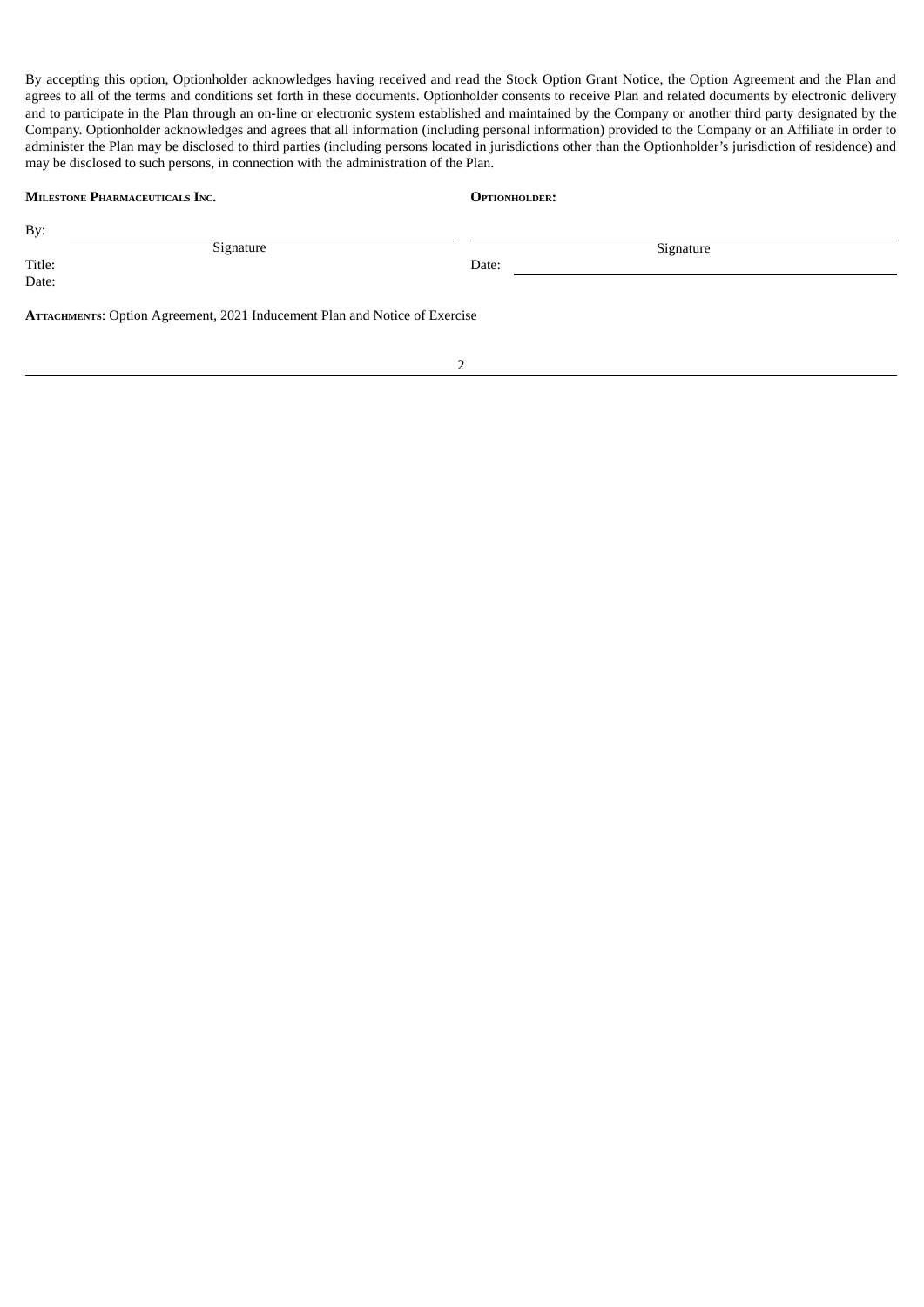By accepting this option, Optionholder acknowledges having received and read the Stock Option Grant Notice, the Option Agreement and the Plan and agrees to all of the terms and conditions set forth in these documents. Optionholder consents to receive Plan and related documents by electronic delivery and to participate in the Plan through an on-line or electronic system established and maintained by the Company or another third party designated by the Company. Optionholder acknowledges and agrees that all information (including personal information) provided to the Company or an Affiliate in order to administer the Plan may be disclosed to third parties (including persons located in jurisdictions other than the Optionholder's jurisdiction of residence) and may be disclosed to such persons, in connection with the administration of the Plan.

| **Milestone Pharmaceuticals Inc.** | **Optionholder:** |
|---|---|
| By: ______________________ | ______________________ |
| Signature | Signature |
| Title: | Date: ______________________ |
| Date: | |

**Attachments**: Option Agreement, 2021 Inducement Plan and Notice of Exercise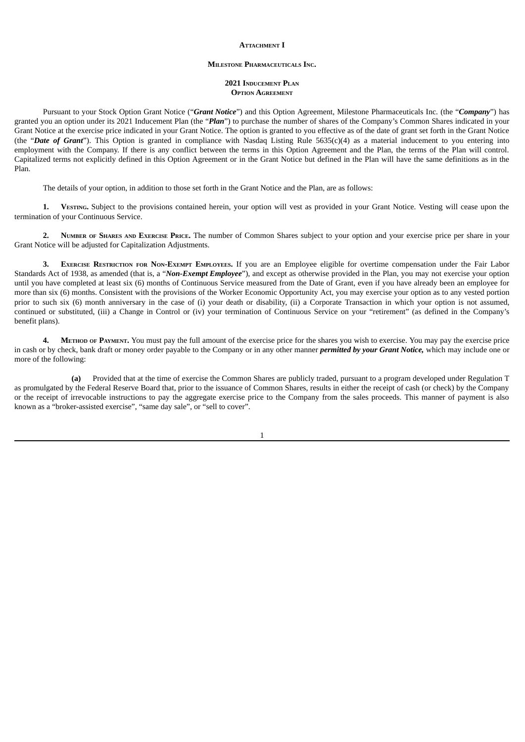**Attachment I**

**Milestone Pharmaceuticals Inc.**

**2021 Inducement Plan**
**Option Agreement**

Pursuant to your Stock Option Grant Notice ("***Grant Notice***") and this Option Agreement, Milestone Pharmaceuticals Inc. (the "***Company***") has granted you an option under its 2021 Inducement Plan (the "***Plan***") to purchase the number of shares of the Company's Common Shares indicated in your Grant Notice at the exercise price indicated in your Grant Notice. The option is granted to you effective as of the date of grant set forth in the Grant Notice (the "***Date of Grant***"). This Option is granted in compliance with Nasdaq Listing Rule 5635(c)(4) as a material inducement to you entering into employment with the Company. If there is any conflict between the terms in this Option Agreement and the Plan, the terms of the Plan will control. Capitalized terms not explicitly defined in this Option Agreement or in the Grant Notice but defined in the Plan will have the same definitions as in the Plan.

The details of your option, in addition to those set forth in the Grant Notice and the Plan, are as follows:

**1. Vesting.** Subject to the provisions contained herein, your option will vest as provided in your Grant Notice. Vesting will cease upon the termination of your Continuous Service.

**2. Number of Shares and Exercise Price.** The number of Common Shares subject to your option and your exercise price per share in your Grant Notice will be adjusted for Capitalization Adjustments.

**3. Exercise Restriction for Non-Exempt Employees.** If you are an Employee eligible for overtime compensation under the Fair Labor Standards Act of 1938, as amended (that is, a "***Non-Exempt Employee***"), and except as otherwise provided in the Plan, you may not exercise your option until you have completed at least six (6) months of Continuous Service measured from the Date of Grant, even if you have already been an employee for more than six (6) months. Consistent with the provisions of the Worker Economic Opportunity Act, you may exercise your option as to any vested portion prior to such six (6) month anniversary in the case of (i) your death or disability, (ii) a Corporate Transaction in which your option is not assumed, continued or substituted, (iii) a Change in Control or (iv) your termination of Continuous Service on your "retirement" (as defined in the Company's benefit plans).

**4. Method of Payment.** You must pay the full amount of the exercise price for the shares you wish to exercise. You may pay the exercise price in cash or by check, bank draft or money order payable to the Company or in any other manner ***permitted by your Grant Notice,*** which may include one or more of the following:

**(a)** Provided that at the time of exercise the Common Shares are publicly traded, pursuant to a program developed under Regulation T as promulgated by the Federal Reserve Board that, prior to the issuance of Common Shares, results in either the receipt of cash (or check) by the Company or the receipt of irrevocable instructions to pay the aggregate exercise price to the Company from the sales proceeds. This manner of payment is also known as a "broker-assisted exercise", "same day sale", or "sell to cover".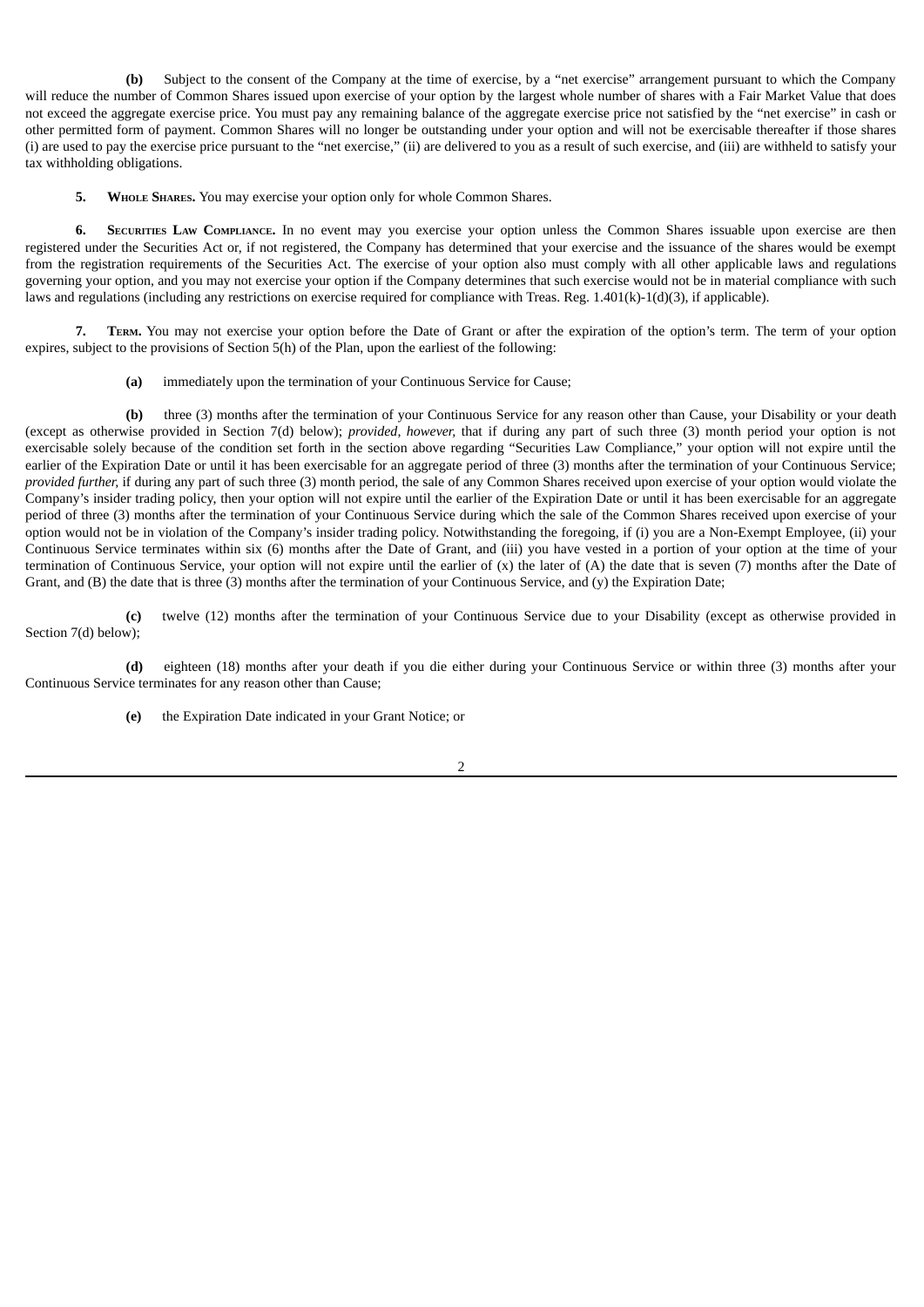**(b)** Subject to the consent of the Company at the time of exercise, by a "net exercise" arrangement pursuant to which the Company will reduce the number of Common Shares issued upon exercise of your option by the largest whole number of shares with a Fair Market Value that does not exceed the aggregate exercise price. You must pay any remaining balance of the aggregate exercise price not satisfied by the "net exercise" in cash or other permitted form of payment. Common Shares will no longer be outstanding under your option and will not be exercisable thereafter if those shares (i) are used to pay the exercise price pursuant to the "net exercise," (ii) are delivered to you as a result of such exercise, and (iii) are withheld to satisfy your tax withholding obligations.

**5. Whole Shares.** You may exercise your option only for whole Common Shares.

**6. Securities Law Compliance.** In no event may you exercise your option unless the Common Shares issuable upon exercise are then registered under the Securities Act or, if not registered, the Company has determined that your exercise and the issuance of the shares would be exempt from the registration requirements of the Securities Act. The exercise of your option also must comply with all other applicable laws and regulations governing your option, and you may not exercise your option if the Company determines that such exercise would not be in material compliance with such laws and regulations (including any restrictions on exercise required for compliance with Treas. Reg. 1.401(k)-1(d)(3), if applicable).

**7. Term.** You may not exercise your option before the Date of Grant or after the expiration of the option's term. The term of your option expires, subject to the provisions of Section 5(h) of the Plan, upon the earliest of the following:

**(a)** immediately upon the termination of your Continuous Service for Cause;

**(b)** three (3) months after the termination of your Continuous Service for any reason other than Cause, your Disability or your death (except as otherwise provided in Section 7(d) below); *provided, however,* that if during any part of such three (3) month period your option is not exercisable solely because of the condition set forth in the section above regarding "Securities Law Compliance," your option will not expire until the earlier of the Expiration Date or until it has been exercisable for an aggregate period of three (3) months after the termination of your Continuous Service; *provided further,* if during any part of such three (3) month period, the sale of any Common Shares received upon exercise of your option would violate the Company's insider trading policy, then your option will not expire until the earlier of the Expiration Date or until it has been exercisable for an aggregate period of three (3) months after the termination of your Continuous Service during which the sale of the Common Shares received upon exercise of your option would not be in violation of the Company's insider trading policy. Notwithstanding the foregoing, if (i) you are a Non-Exempt Employee, (ii) your Continuous Service terminates within six (6) months after the Date of Grant, and (iii) you have vested in a portion of your option at the time of your termination of Continuous Service, your option will not expire until the earlier of (x) the later of (A) the date that is seven (7) months after the Date of Grant, and (B) the date that is three (3) months after the termination of your Continuous Service, and (y) the Expiration Date;

**(c)** twelve (12) months after the termination of your Continuous Service due to your Disability (except as otherwise provided in Section 7(d) below);

**(d)** eighteen (18) months after your death if you die either during your Continuous Service or within three (3) months after your Continuous Service terminates for any reason other than Cause;

**(e)** the Expiration Date indicated in your Grant Notice; or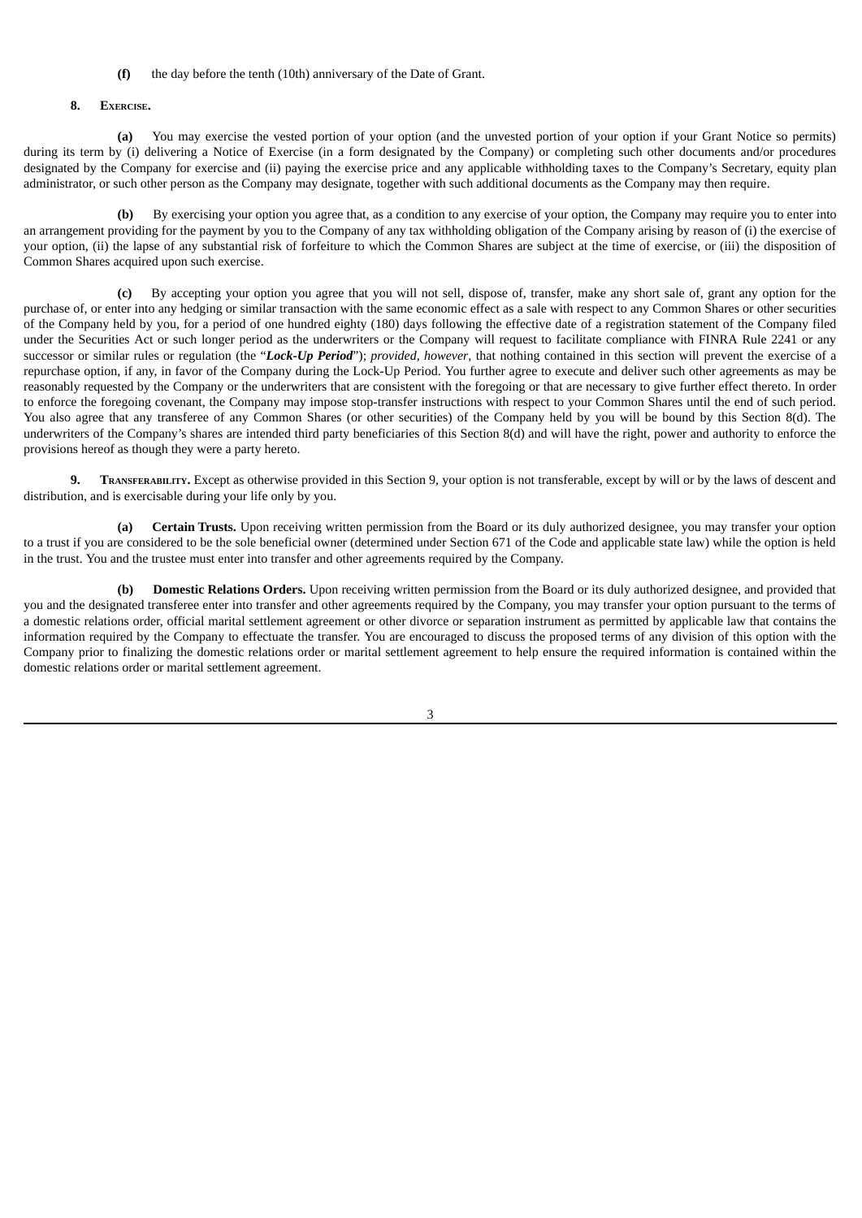**(f)** the day before the tenth (10th) anniversary of the Date of Grant.

**8. Exercise.**

**(a)** You may exercise the vested portion of your option (and the unvested portion of your option if your Grant Notice so permits) during its term by (i) delivering a Notice of Exercise (in a form designated by the Company) or completing such other documents and/or procedures designated by the Company for exercise and (ii) paying the exercise price and any applicable withholding taxes to the Company's Secretary, equity plan administrator, or such other person as the Company may designate, together with such additional documents as the Company may then require.

**(b)** By exercising your option you agree that, as a condition to any exercise of your option, the Company may require you to enter into an arrangement providing for the payment by you to the Company of any tax withholding obligation of the Company arising by reason of (i) the exercise of your option, (ii) the lapse of any substantial risk of forfeiture to which the Common Shares are subject at the time of exercise, or (iii) the disposition of Common Shares acquired upon such exercise.

**(c)** By accepting your option you agree that you will not sell, dispose of, transfer, make any short sale of, grant any option for the purchase of, or enter into any hedging or similar transaction with the same economic effect as a sale with respect to any Common Shares or other securities of the Company held by you, for a period of one hundred eighty (180) days following the effective date of a registration statement of the Company filed under the Securities Act or such longer period as the underwriters or the Company will request to facilitate compliance with FINRA Rule 2241 or any successor or similar rules or regulation (the "***Lock-Up Period***"); *provided, however*, that nothing contained in this section will prevent the exercise of a repurchase option, if any, in favor of the Company during the Lock-Up Period. You further agree to execute and deliver such other agreements as may be reasonably requested by the Company or the underwriters that are consistent with the foregoing or that are necessary to give further effect thereto. In order to enforce the foregoing covenant, the Company may impose stop-transfer instructions with respect to your Common Shares until the end of such period. You also agree that any transferee of any Common Shares (or other securities) of the Company held by you will be bound by this Section 8(d). The underwriters of the Company's shares are intended third party beneficiaries of this Section 8(d) and will have the right, power and authority to enforce the provisions hereof as though they were a party hereto.

**9. Transferability.** Except as otherwise provided in this Section 9, your option is not transferable, except by will or by the laws of descent and distribution, and is exercisable during your life only by you.

**(a) Certain Trusts.** Upon receiving written permission from the Board or its duly authorized designee, you may transfer your option to a trust if you are considered to be the sole beneficial owner (determined under Section 671 of the Code and applicable state law) while the option is held in the trust. You and the trustee must enter into transfer and other agreements required by the Company.

**(b) Domestic Relations Orders.** Upon receiving written permission from the Board or its duly authorized designee, and provided that you and the designated transferee enter into transfer and other agreements required by the Company, you may transfer your option pursuant to the terms of a domestic relations order, official marital settlement agreement or other divorce or separation instrument as permitted by applicable law that contains the information required by the Company to effectuate the transfer. You are encouraged to discuss the proposed terms of any division of this option with the Company prior to finalizing the domestic relations order or marital settlement agreement to help ensure the required information is contained within the domestic relations order or marital settlement agreement.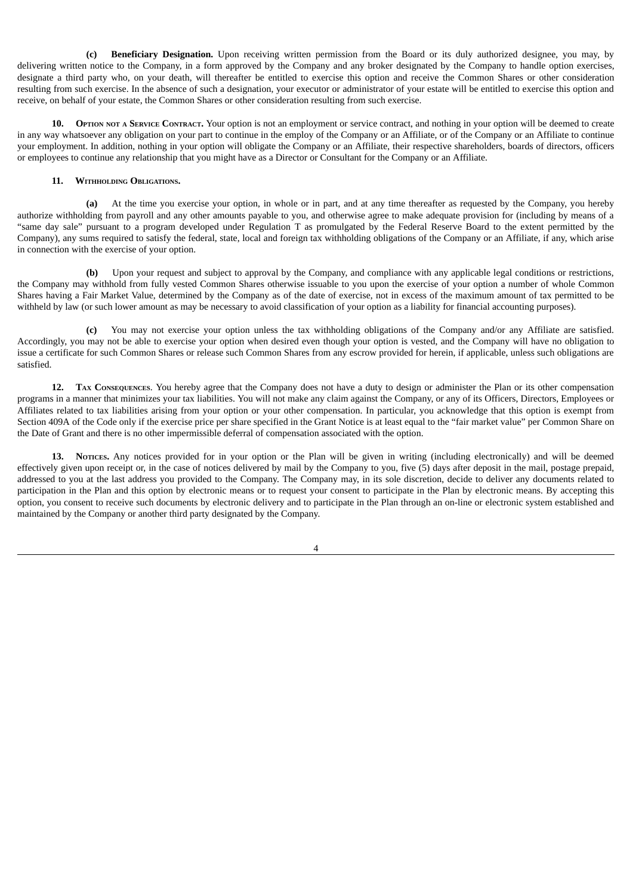**(c) Beneficiary Designation.** Upon receiving written permission from the Board or its duly authorized designee, you may, by delivering written notice to the Company, in a form approved by the Company and any broker designated by the Company to handle option exercises, designate a third party who, on your death, will thereafter be entitled to exercise this option and receive the Common Shares or other consideration resulting from such exercise. In the absence of such a designation, your executor or administrator of your estate will be entitled to exercise this option and receive, on behalf of your estate, the Common Shares or other consideration resulting from such exercise.

**10. Option not a Service Contract.** Your option is not an employment or service contract, and nothing in your option will be deemed to create in any way whatsoever any obligation on your part to continue in the employ of the Company or an Affiliate, or of the Company or an Affiliate to continue your employment. In addition, nothing in your option will obligate the Company or an Affiliate, their respective shareholders, boards of directors, officers or employees to continue any relationship that you might have as a Director or Consultant for the Company or an Affiliate.

**11. Withholding Obligations.**

**(a)** At the time you exercise your option, in whole or in part, and at any time thereafter as requested by the Company, you hereby authorize withholding from payroll and any other amounts payable to you, and otherwise agree to make adequate provision for (including by means of a "same day sale" pursuant to a program developed under Regulation T as promulgated by the Federal Reserve Board to the extent permitted by the Company), any sums required to satisfy the federal, state, local and foreign tax withholding obligations of the Company or an Affiliate, if any, which arise in connection with the exercise of your option.

**(b)** Upon your request and subject to approval by the Company, and compliance with any applicable legal conditions or restrictions, the Company may withhold from fully vested Common Shares otherwise issuable to you upon the exercise of your option a number of whole Common Shares having a Fair Market Value, determined by the Company as of the date of exercise, not in excess of the maximum amount of tax permitted to be withheld by law (or such lower amount as may be necessary to avoid classification of your option as a liability for financial accounting purposes).

**(c)** You may not exercise your option unless the tax withholding obligations of the Company and/or any Affiliate are satisfied. Accordingly, you may not be able to exercise your option when desired even though your option is vested, and the Company will have no obligation to issue a certificate for such Common Shares or release such Common Shares from any escrow provided for herein, if applicable, unless such obligations are satisfied.

**12. Tax Consequences**. You hereby agree that the Company does not have a duty to design or administer the Plan or its other compensation programs in a manner that minimizes your tax liabilities. You will not make any claim against the Company, or any of its Officers, Directors, Employees or Affiliates related to tax liabilities arising from your option or your other compensation. In particular, you acknowledge that this option is exempt from Section 409A of the Code only if the exercise price per share specified in the Grant Notice is at least equal to the "fair market value" per Common Share on the Date of Grant and there is no other impermissible deferral of compensation associated with the option.

**13. Notices.** Any notices provided for in your option or the Plan will be given in writing (including electronically) and will be deemed effectively given upon receipt or, in the case of notices delivered by mail by the Company to you, five (5) days after deposit in the mail, postage prepaid, addressed to you at the last address you provided to the Company. The Company may, in its sole discretion, decide to deliver any documents related to participation in the Plan and this option by electronic means or to request your consent to participate in the Plan by electronic means. By accepting this option, you consent to receive such documents by electronic delivery and to participate in the Plan through an on-line or electronic system established and maintained by the Company or another third party designated by the Company.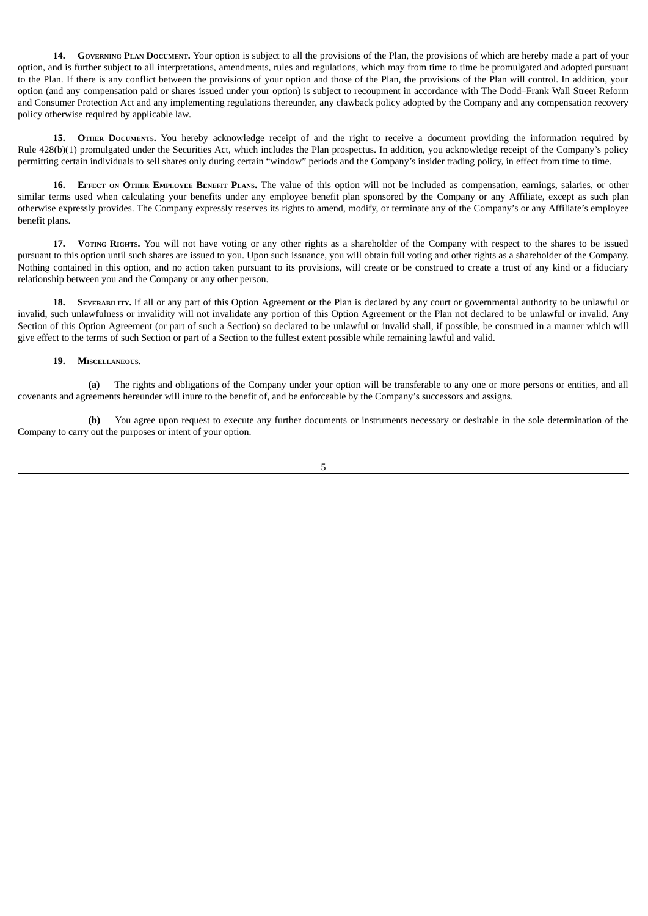**14. Governing Plan Document.** Your option is subject to all the provisions of the Plan, the provisions of which are hereby made a part of your option, and is further subject to all interpretations, amendments, rules and regulations, which may from time to time be promulgated and adopted pursuant to the Plan. If there is any conflict between the provisions of your option and those of the Plan, the provisions of the Plan will control. In addition, your option (and any compensation paid or shares issued under your option) is subject to recoupment in accordance with The Dodd–Frank Wall Street Reform and Consumer Protection Act and any implementing regulations thereunder, any clawback policy adopted by the Company and any compensation recovery policy otherwise required by applicable law.

**15. Other Documents.** You hereby acknowledge receipt of and the right to receive a document providing the information required by Rule 428(b)(1) promulgated under the Securities Act, which includes the Plan prospectus. In addition, you acknowledge receipt of the Company's policy permitting certain individuals to sell shares only during certain "window" periods and the Company's insider trading policy, in effect from time to time.

**16. Effect on Other Employee Benefit Plans.** The value of this option will not be included as compensation, earnings, salaries, or other similar terms used when calculating your benefits under any employee benefit plan sponsored by the Company or any Affiliate, except as such plan otherwise expressly provides. The Company expressly reserves its rights to amend, modify, or terminate any of the Company's or any Affiliate's employee benefit plans.

**17. Voting Rights.** You will not have voting or any other rights as a shareholder of the Company with respect to the shares to be issued pursuant to this option until such shares are issued to you. Upon such issuance, you will obtain full voting and other rights as a shareholder of the Company. Nothing contained in this option, and no action taken pursuant to its provisions, will create or be construed to create a trust of any kind or a fiduciary relationship between you and the Company or any other person.

**18. Severability.** If all or any part of this Option Agreement or the Plan is declared by any court or governmental authority to be unlawful or invalid, such unlawfulness or invalidity will not invalidate any portion of this Option Agreement or the Plan not declared to be unlawful or invalid. Any Section of this Option Agreement (or part of such a Section) so declared to be unlawful or invalid shall, if possible, be construed in a manner which will give effect to the terms of such Section or part of a Section to the fullest extent possible while remaining lawful and valid.

**19. Miscellaneous.**

**(a)** The rights and obligations of the Company under your option will be transferable to any one or more persons or entities, and all covenants and agreements hereunder will inure to the benefit of, and be enforceable by the Company's successors and assigns.

**(b)** You agree upon request to execute any further documents or instruments necessary or desirable in the sole determination of the Company to carry out the purposes or intent of your option.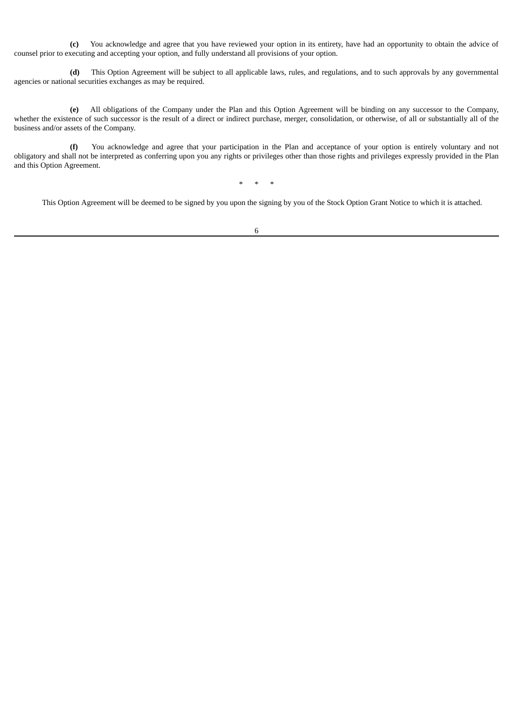**(c)** You acknowledge and agree that you have reviewed your option in its entirety, have had an opportunity to obtain the advice of counsel prior to executing and accepting your option, and fully understand all provisions of your option.

**(d)** This Option Agreement will be subject to all applicable laws, rules, and regulations, and to such approvals by any governmental agencies or national securities exchanges as may be required.

**(e)** All obligations of the Company under the Plan and this Option Agreement will be binding on any successor to the Company, whether the existence of such successor is the result of a direct or indirect purchase, merger, consolidation, or otherwise, of all or substantially all of the business and/or assets of the Company.

**(f)** You acknowledge and agree that your participation in the Plan and acceptance of your option is entirely voluntary and not obligatory and shall not be interpreted as conferring upon you any rights or privileges other than those rights and privileges expressly provided in the Plan and this Option Agreement.

\* \* \*

This Option Agreement will be deemed to be signed by you upon the signing by you of the Stock Option Grant Notice to which it is attached.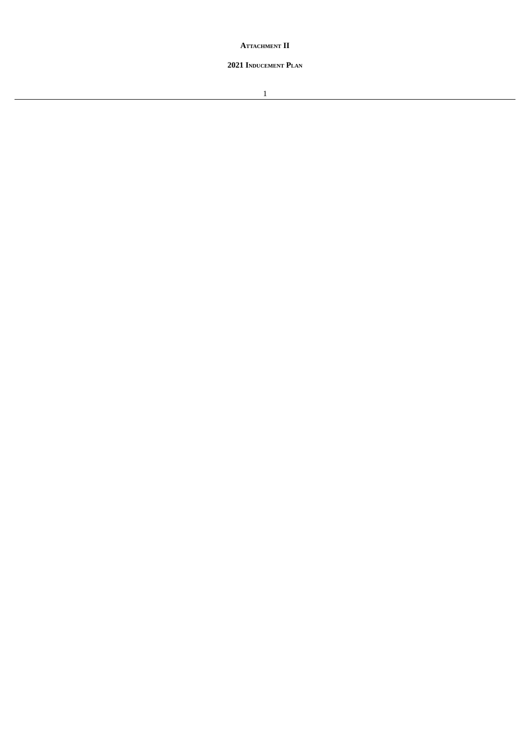**Attachment II**

**2021 Inducement Plan**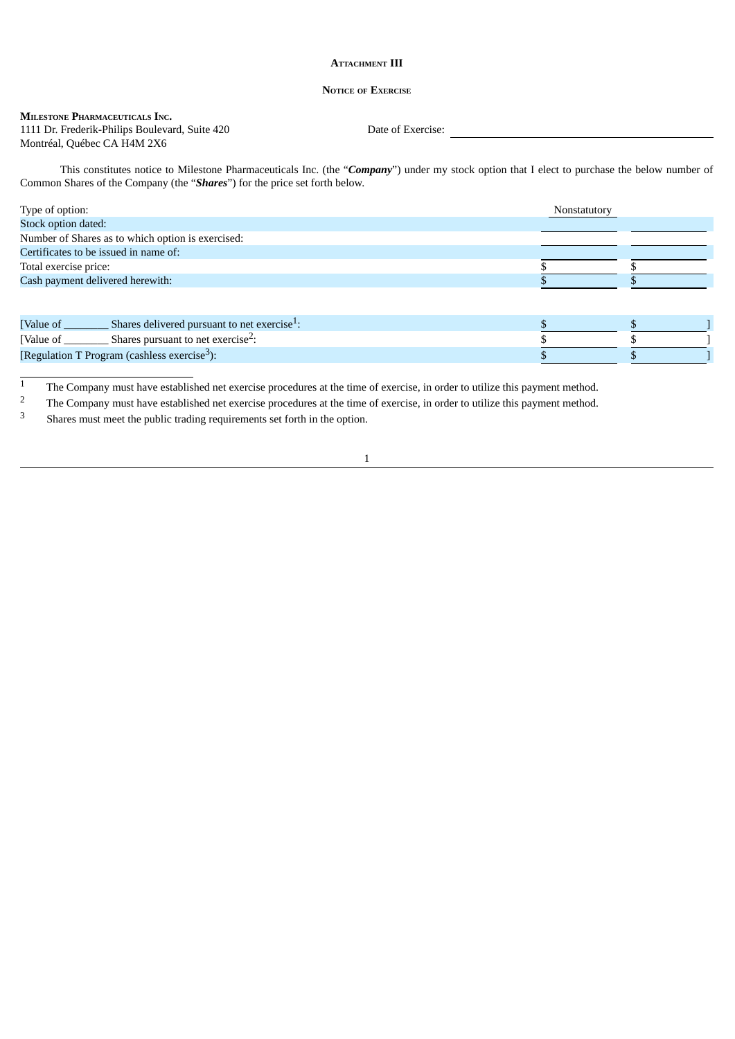**ATTACHMENT III**

**NOTICE OF EXERCISE**

**MILESTONE PHARMACEUTICALS INC.**
1111 Dr. Frederik-Philips Boulevard, Suite 420
Montréal, Québec CA H4M 2X6

Date of Exercise: ______________________________

This constitutes notice to Milestone Pharmaceuticals Inc. (the "***Company***") under my stock option that I elect to purchase the below number of Common Shares of the Company (the "***Shares***") for the price set forth below.

| | | |
|---|---|---|
| Type of option: | Nonstatutory | |
| Stock option dated: | | |
| Number of Shares as to which option is exercised: | | |
| Certificates to be issued in name of: | | |
| Total exercise price: | $ | $ |
| Cash payment delivered herewith: | $ | $ |
| | | |
| [Value of ________ Shares delivered pursuant to net exercise[1]: | $ | $ ] |
| [Value of ________ Shares pursuant to net exercise[2]: | $ | $ ] |
| [Regulation T Program (cashless exercise[3]): | $ | $ ] |

1 The Company must have established net exercise procedures at the time of exercise, in order to utilize this payment method.

2 The Company must have established net exercise procedures at the time of exercise, in order to utilize this payment method.

3 Shares must meet the public trading requirements set forth in the option.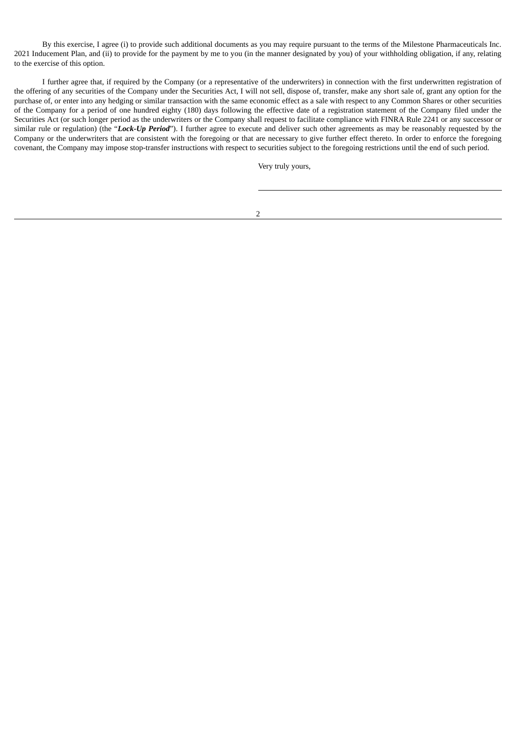By this exercise, I agree (i) to provide such additional documents as you may require pursuant to the terms of the Milestone Pharmaceuticals Inc. 2021 Inducement Plan, and (ii) to provide for the payment by me to you (in the manner designated by you) of your withholding obligation, if any, relating to the exercise of this option.

I further agree that, if required by the Company (or a representative of the underwriters) in connection with the first underwritten registration of the offering of any securities of the Company under the Securities Act, I will not sell, dispose of, transfer, make any short sale of, grant any option for the purchase of, or enter into any hedging or similar transaction with the same economic effect as a sale with respect to any Common Shares or other securities of the Company for a period of one hundred eighty (180) days following the effective date of a registration statement of the Company filed under the Securities Act (or such longer period as the underwriters or the Company shall request to facilitate compliance with FINRA Rule 2241 or any successor or similar rule or regulation) (the "***Lock-Up Period***"). I further agree to execute and deliver such other agreements as may be reasonably requested by the Company or the underwriters that are consistent with the foregoing or that are necessary to give further effect thereto. In order to enforce the foregoing covenant, the Company may impose stop-transfer instructions with respect to securities subject to the foregoing restrictions until the end of such period.

Very truly yours,

\_\_\_\_\_\_\_\_\_\_\_\_\_\_\_\_\_\_\_\_\_\_\_\_\_\_\_\_\_\_\_\_\_\_\_\_\_\_\_\_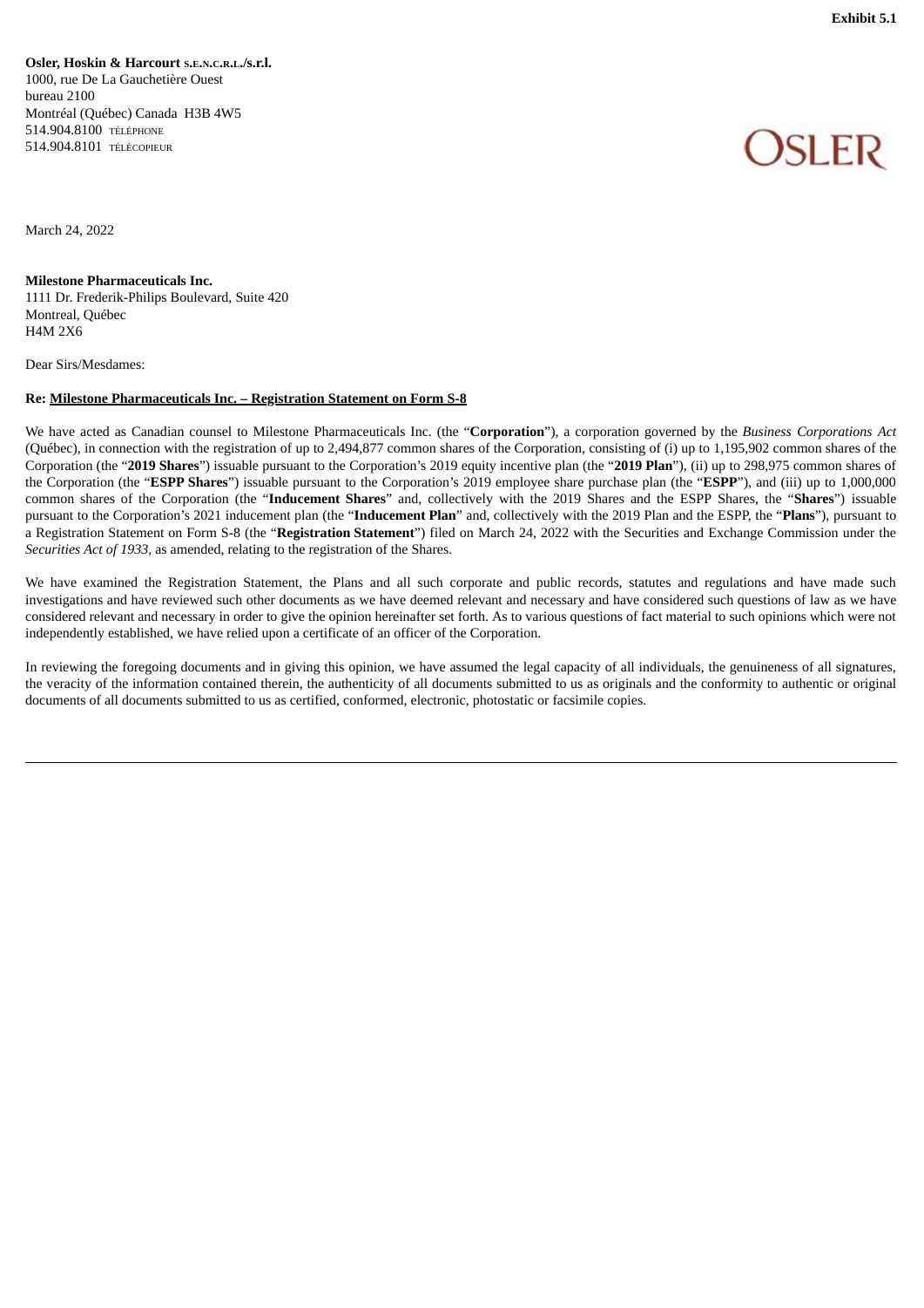**Exhibit 5.1**

**Osler, Hoskin & Harcourt S.E.N.C.R.L./s.r.l.**
1000, rue De La Gauchetière Ouest
bureau 2100
Montréal (Québec) Canada H3B 4W5
514.904.8100 TÉLÉPHONE
514.904.8101 TÉLÉCOPIEUR

OSLER

March 24, 2022

**Milestone Pharmaceuticals Inc.**
1111 Dr. Frederik-Philips Boulevard, Suite 420
Montreal, Québec
H4M 2X6

Dear Sirs/Mesdames:

**Re: Milestone Pharmaceuticals Inc. – Registration Statement on Form S-8**

We have acted as Canadian counsel to Milestone Pharmaceuticals Inc. (the "**Corporation**"), a corporation governed by the *Business Corporations Act* (Québec), in connection with the registration of up to 2,494,877 common shares of the Corporation, consisting of (i) up to 1,195,902 common shares of the Corporation (the "**2019 Shares**") issuable pursuant to the Corporation's 2019 equity incentive plan (the "**2019 Plan**"), (ii) up to 298,975 common shares of the Corporation (the "**ESPP Shares**") issuable pursuant to the Corporation's 2019 employee share purchase plan (the "**ESPP**"), and (iii) up to 1,000,000 common shares of the Corporation (the "**Inducement Shares**" and, collectively with the 2019 Shares and the ESPP Shares, the "**Shares**") issuable pursuant to the Corporation's 2021 inducement plan (the "**Inducement Plan**" and, collectively with the 2019 Plan and the ESPP, the "**Plans**"), pursuant to a Registration Statement on Form S-8 (the "**Registration Statement**") filed on March 24, 2022 with the Securities and Exchange Commission under the *Securities Act of 1933*, as amended, relating to the registration of the Shares.

We have examined the Registration Statement, the Plans and all such corporate and public records, statutes and regulations and have made such investigations and have reviewed such other documents as we have deemed relevant and necessary and have considered such questions of law as we have considered relevant and necessary in order to give the opinion hereinafter set forth. As to various questions of fact material to such opinions which were not independently established, we have relied upon a certificate of an officer of the Corporation.

In reviewing the foregoing documents and in giving this opinion, we have assumed the legal capacity of all individuals, the genuineness of all signatures, the veracity of the information contained therein, the authenticity of all documents submitted to us as originals and the conformity to authentic or original documents of all documents submitted to us as certified, conformed, electronic, photostatic or facsimile copies.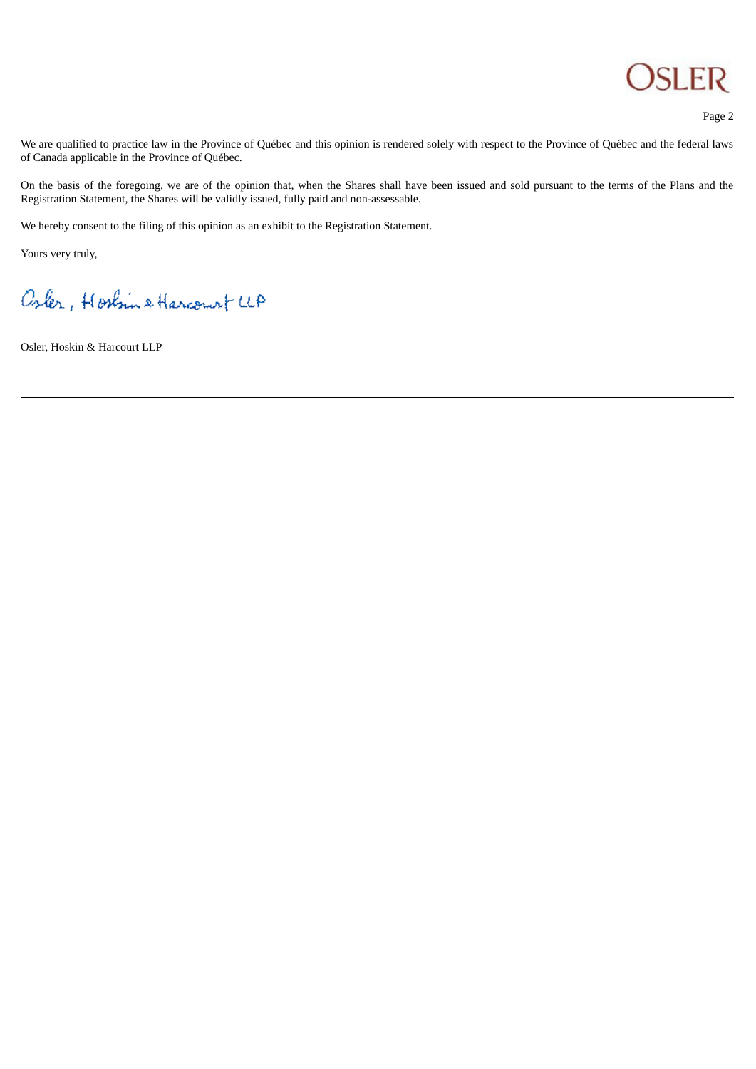We are qualified to practice law in the Province of Québec and this opinion is rendered solely with respect to the Province of Québec and the federal laws of Canada applicable in the Province of Québec.

On the basis of the foregoing, we are of the opinion that, when the Shares shall have been issued and sold pursuant to the terms of the Plans and the Registration Statement, the Shares will be validly issued, fully paid and non-assessable.

We hereby consent to the filing of this opinion as an exhibit to the Registration Statement.

Yours very truly,

Osler, Hoskin & Harcourt LLP

Osler, Hoskin & Harcourt LLP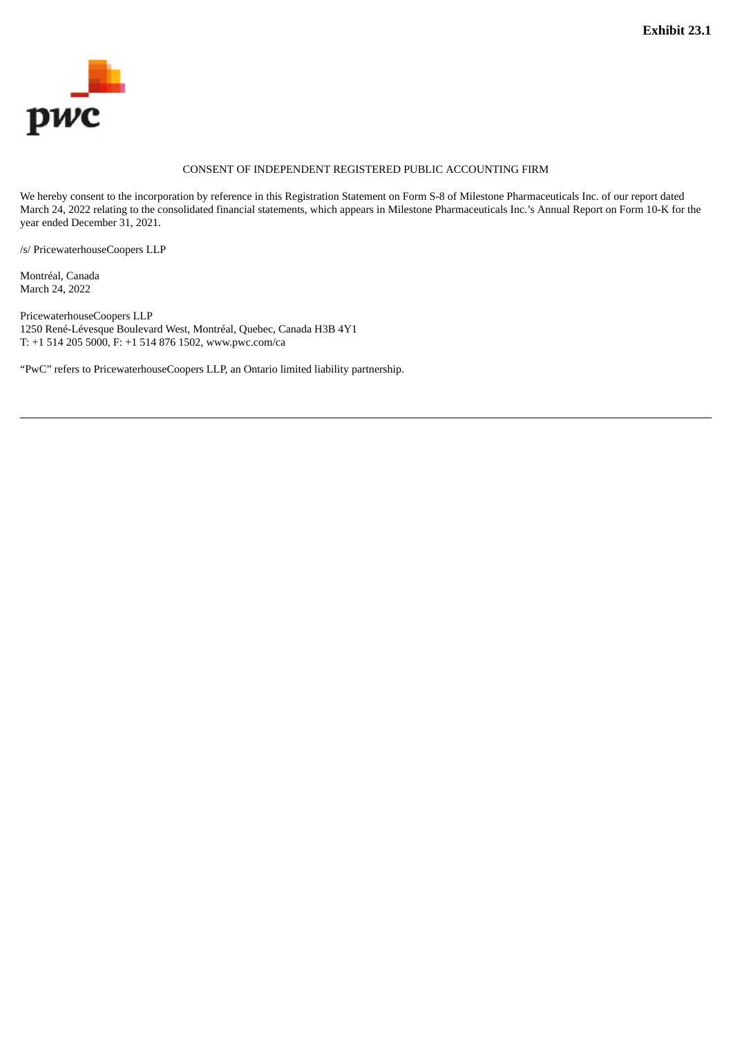**Exhibit 23.1**

pwc

CONSENT OF INDEPENDENT REGISTERED PUBLIC ACCOUNTING FIRM

We hereby consent to the incorporation by reference in this Registration Statement on Form S-8 of Milestone Pharmaceuticals Inc. of our report dated March 24, 2022 relating to the consolidated financial statements, which appears in Milestone Pharmaceuticals Inc.'s Annual Report on Form 10-K for the year ended December 31, 2021.

/s/ PricewaterhouseCoopers LLP

Montréal, Canada
March 24, 2022

PricewaterhouseCoopers LLP
1250 René-Lévesque Boulevard West, Montréal, Quebec, Canada H3B 4Y1
T: +1 514 205 5000, F: +1 514 876 1502, www.pwc.com/ca

"PwC" refers to PricewaterhouseCoopers LLP, an Ontario limited liability partnership.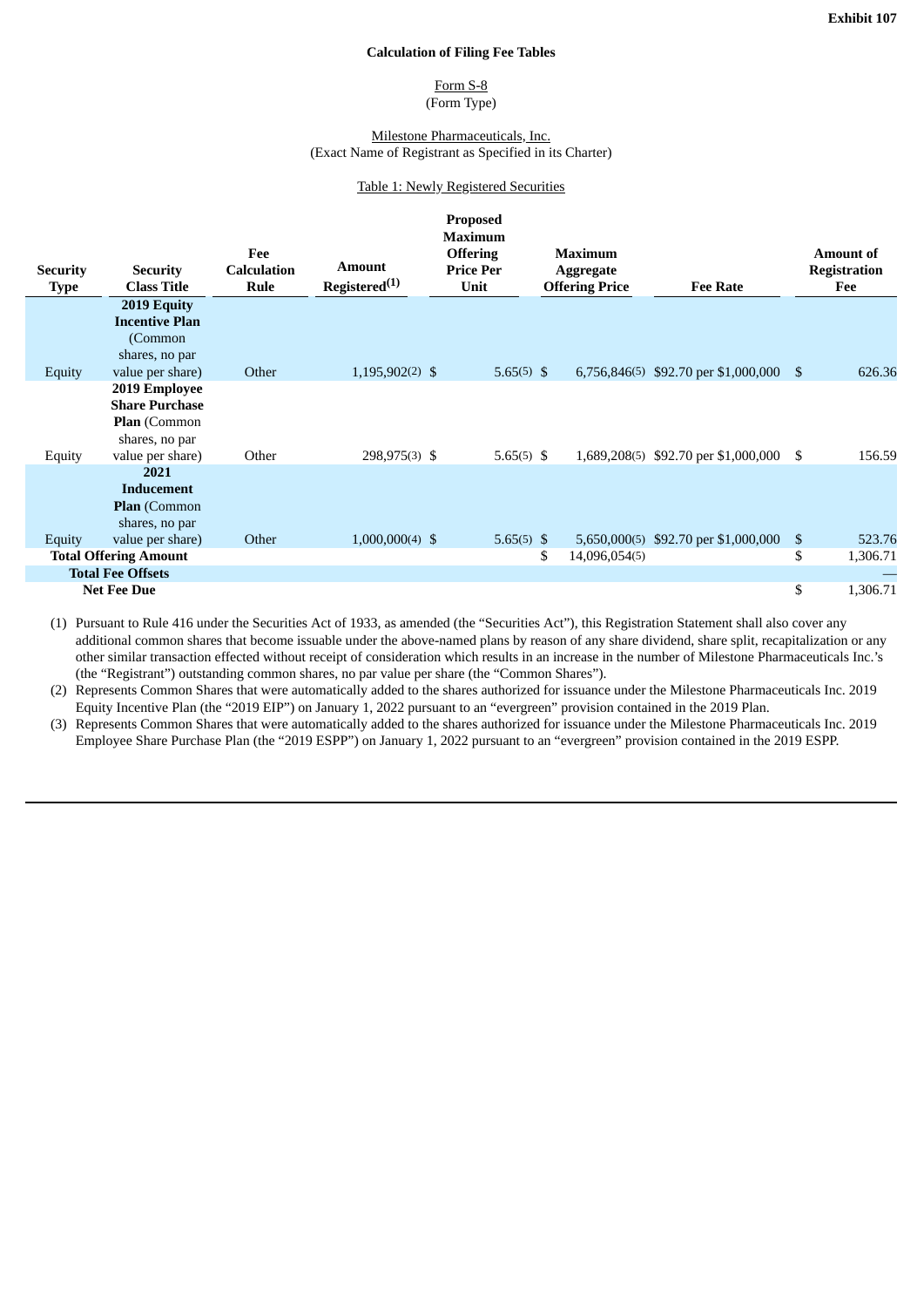**Exhibit 107**

**Calculation of Filing Fee Tables**

Form S-8
(Form Type)

Milestone Pharmaceuticals, Inc.
(Exact Name of Registrant as Specified in its Charter)

Table 1: Newly Registered Securities

| Security Type | Security Class Title | Fee Calculation Rule | Amount Registered(1) | Proposed Maximum Offering Price Per Unit | Maximum Aggregate Offering Price | Fee Rate | Amount of Registration Fee |
|---|---|---|---|---|---|---|---|
| Equity | **2019 Equity Incentive Plan** (Common shares, no par value per share) | Other | 1,195,902(2) | $ 5.65(5) | $ 6,756,846(5) | $92.70 per $1,000,000 | $ 626.36 |
| Equity | **2019 Employee Share Purchase Plan** (Common shares, no par value per share) | Other | 298,975(3) | $ 5.65(5) | $ 1,689,208(5) | $92.70 per $1,000,000 | $ 156.59 |
| Equity | **2021 Inducement Plan** (Common shares, no par value per share) | Other | 1,000,000(4) | $ 5.65(5) | $ 5,650,000(5) | $92.70 per $1,000,000 | $ 523.76 |
| **Total Offering Amount** | | | | | $ 14,096,054(5) | | $ 1,306.71 |
| **Total Fee Offsets** | | | | | | | — |
| **Net Fee Due** | | | | | | | $ 1,306.71 |

(1) Pursuant to Rule 416 under the Securities Act of 1933, as amended (the "Securities Act"), this Registration Statement shall also cover any additional common shares that become issuable under the above-named plans by reason of any share dividend, share split, recapitalization or any other similar transaction effected without receipt of consideration which results in an increase in the number of Milestone Pharmaceuticals Inc.'s (the "Registrant") outstanding common shares, no par value per share (the "Common Shares").

(2) Represents Common Shares that were automatically added to the shares authorized for issuance under the Milestone Pharmaceuticals Inc. 2019 Equity Incentive Plan (the "2019 EIP") on January 1, 2022 pursuant to an "evergreen" provision contained in the 2019 Plan.

(3) Represents Common Shares that were automatically added to the shares authorized for issuance under the Milestone Pharmaceuticals Inc. 2019 Employee Share Purchase Plan (the "2019 ESPP") on January 1, 2022 pursuant to an "evergreen" provision contained in the 2019 ESPP.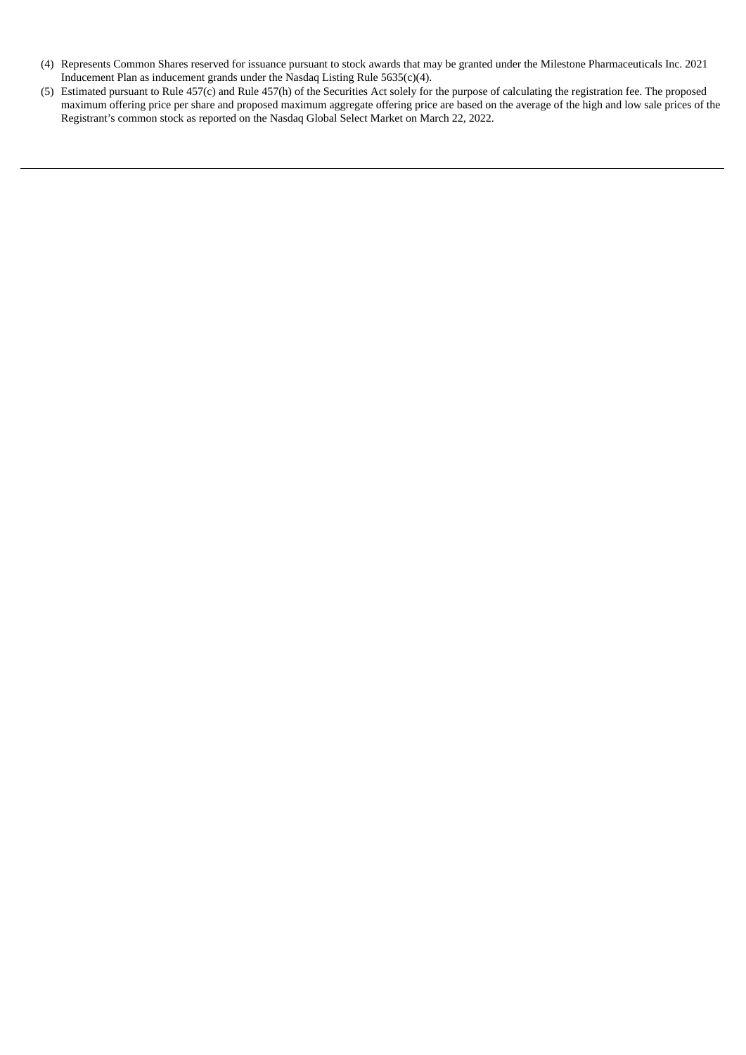(4) Represents Common Shares reserved for issuance pursuant to stock awards that may be granted under the Milestone Pharmaceuticals Inc. 2021 Inducement Plan as inducement grands under the Nasdaq Listing Rule 5635(c)(4).

(5) Estimated pursuant to Rule 457(c) and Rule 457(h) of the Securities Act solely for the purpose of calculating the registration fee. The proposed maximum offering price per share and proposed maximum aggregate offering price are based on the average of the high and low sale prices of the Registrant's common stock as reported on the Nasdaq Global Select Market on March 22, 2022.